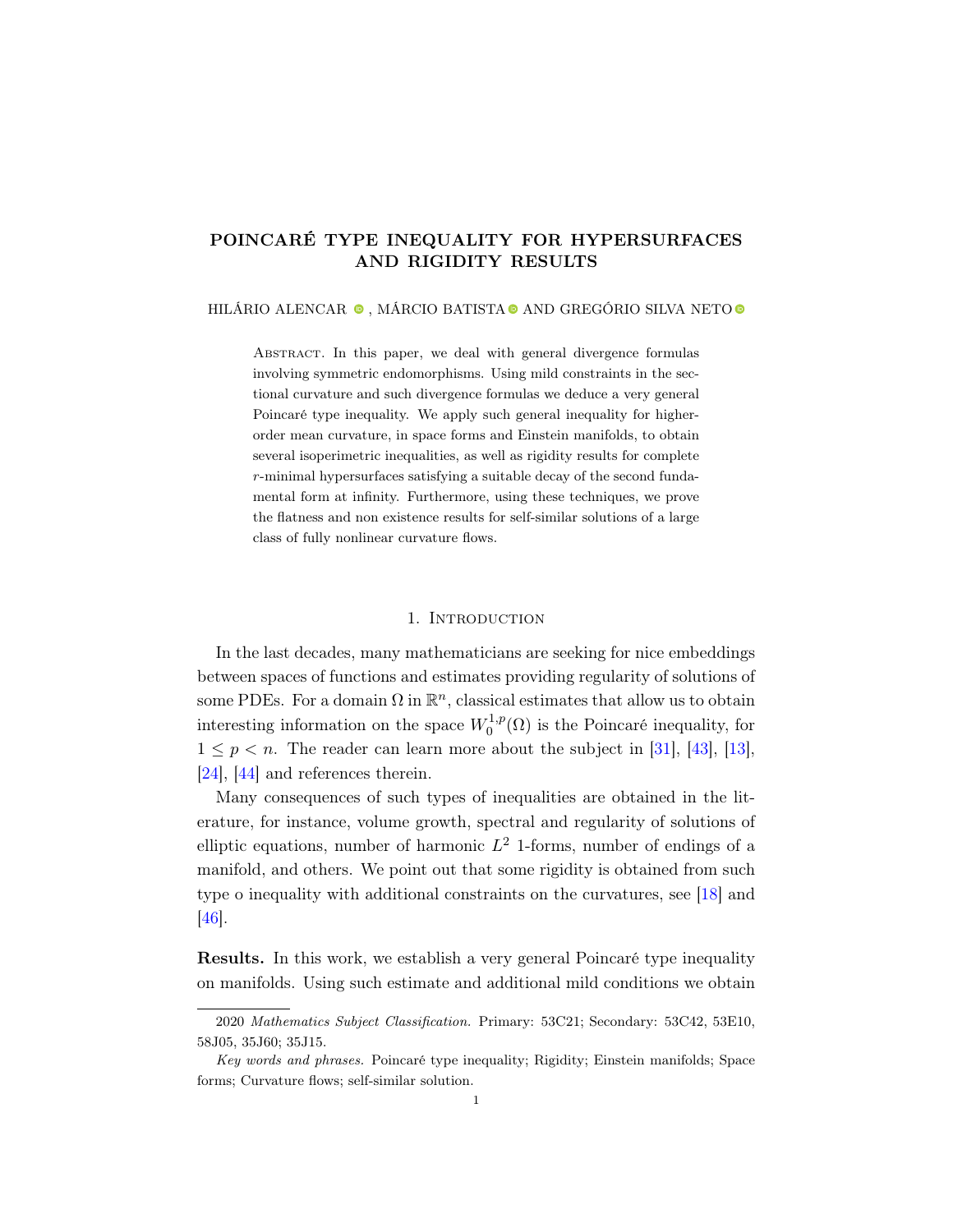# POINCARÉ TYPE INEQUALITY FOR HYPERSURFACES AND RIGIDITY RESULTS

HILÁRIO ALENCAR , MÁRCIO BATISTA AND GREGÓRIO SILVA NETO

Abstract. In this paper, we deal with general divergence formulas involving symmetric endomorphisms. Using mild constraints in the sectional curvature and such divergence formulas we deduce a very general Poincaré type inequality. We apply such general inequality for higher-order mean curvature, in space forms and Einstein manifolds, to obtain several isoperimetric inequalities, as well as rigidity results for complete $r$-minimal hypersurfaces satisfying a suitable decay of the second fundamental form at infinity. Furthermore, using these techniques, we prove the flatness and non existence results for self-similar solutions of a large class of fully nonlinear curvature flows.

## 1. Introduction

In the last decades, many mathematicians are seeking for nice embeddings between spaces of functions and estimates providing regularity of solutions of some PDEs. For a domain $\Omega$ in $\mathbb{R}^n$, classical estimates that allow us to obtain interesting information on the space $W_0^{1,p}(\Omega)$ is the Poincaré inequality, for $1 \leq p < n$. The reader can learn more about the subject in [31], [43], [13], [24], [44] and references therein.

Many consequences of such types of inequalities are obtained in the literature, for instance, volume growth, spectral and regularity of solutions of elliptic equations, number of harmonic $L^2$ 1-forms, number of endings of a manifold, and others. We point out that some rigidity is obtained from such type o inequality with additional constraints on the curvatures, see [18] and [46].

**Results.** In this work, we establish a very general Poincaré type inequality on manifolds. Using such estimate and additional mild conditions we obtain

---

2020 *Mathematics Subject Classification.* Primary: 53C21; Secondary: 53C42, 53E10, 58J05, 35J60; 35J15.

*Key words and phrases.* Poincaré type inequality; Rigidity; Einstein manifolds; Space forms; Curvature flows; self-similar solution.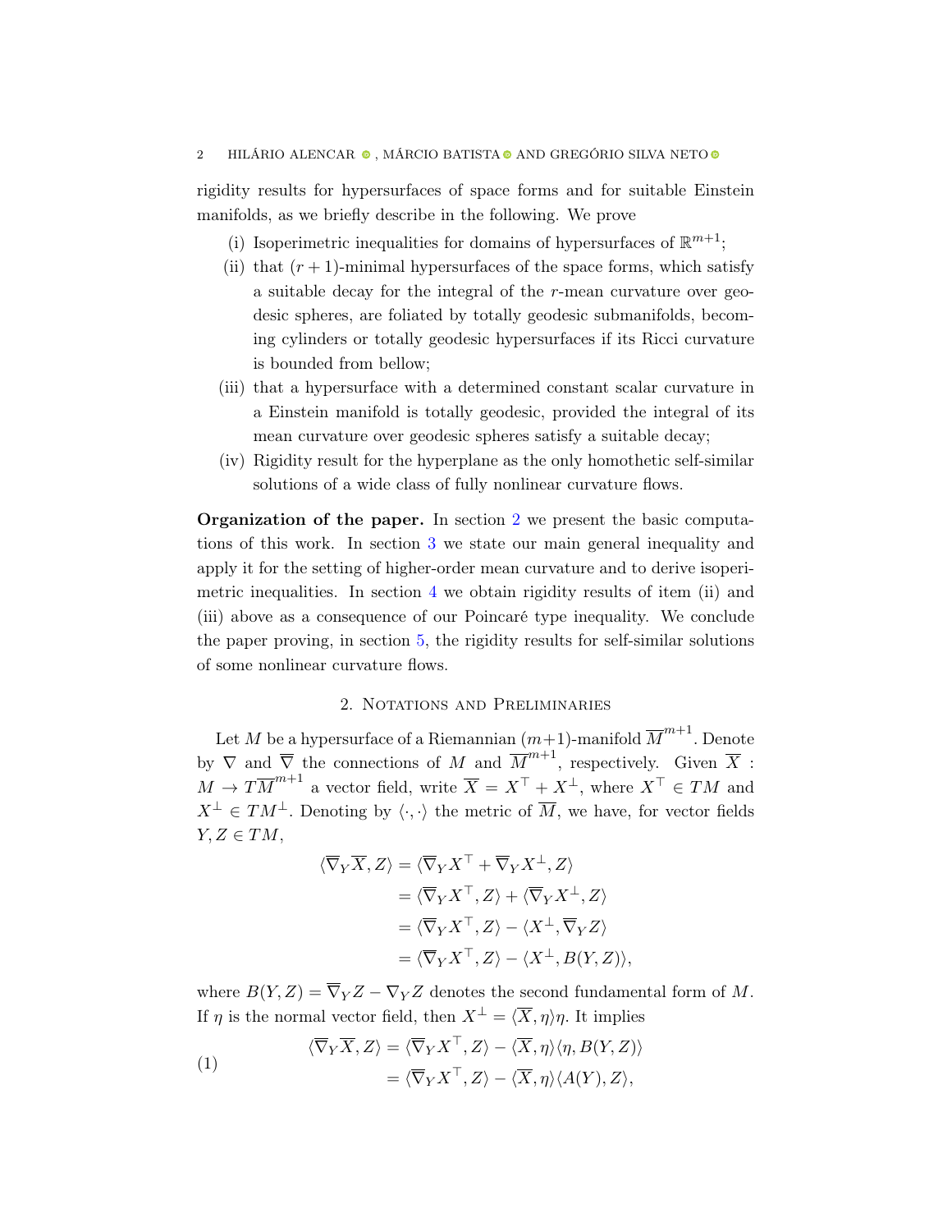rigidity results for hypersurfaces of space forms and for suitable Einstein manifolds, as we briefly describe in the following. We prove

- (i) Isoperimetric inequalities for domains of hypersurfaces of $\mathbb{R}^{m+1}$;
- (ii) that $(r+1)$-minimal hypersurfaces of the space forms, which satisfy a suitable decay for the integral of the $r$-mean curvature over geodesic spheres, are foliated by totally geodesic submanifolds, becoming cylinders or totally geodesic hypersurfaces if its Ricci curvature is bounded from bellow;
- (iii) that a hypersurface with a determined constant scalar curvature in a Einstein manifold is totally geodesic, provided the integral of its mean curvature over geodesic spheres satisfy a suitable decay;
- (iv) Rigidity result for the hyperplane as the only homothetic self-similar solutions of a wide class of fully nonlinear curvature flows.

**Organization of the paper.** In section 2 we present the basic computations of this work. In section 3 we state our main general inequality and apply it for the setting of higher-order mean curvature and to derive isoperimetric inequalities. In section 4 we obtain rigidity results of item (ii) and (iii) above as a consequence of our Poincaré type inequality. We conclude the paper proving, in section 5, the rigidity results for self-similar solutions of some nonlinear curvature flows.

## 2. Notations and Preliminaries

Let $M$ be a hypersurface of a Riemannian $(m+1)$-manifold $\overline{M}^{m+1}$. Denote by $\nabla$ and $\overline{\nabla}$ the connections of $M$ and $\overline{M}^{m+1}$, respectively. Given $\overline{X} : M \to T\overline{M}^{m+1}$ a vector field, write $\overline{X} = X^{\top} + X^{\perp}$, where $X^{\top} \in TM$ and $X^{\perp} \in TM^{\perp}$. Denoting by $\langle \cdot, \cdot \rangle$ the metric of $\overline{M}$, we have, for vector fields $Y, Z \in TM$,

$$
\begin{aligned}
\langle \overline{\nabla}_Y \overline{X}, Z \rangle &= \langle \overline{\nabla}_Y X^{\top} + \overline{\nabla}_Y X^{\perp}, Z \rangle \\
&= \langle \overline{\nabla}_Y X^{\top}, Z \rangle + \langle \overline{\nabla}_Y X^{\perp}, Z \rangle \\
&= \langle \overline{\nabla}_Y X^{\top}, Z \rangle - \langle X^{\perp}, \overline{\nabla}_Y Z \rangle \\
&= \langle \overline{\nabla}_Y X^{\top}, Z \rangle - \langle X^{\perp}, B(Y, Z) \rangle,
\end{aligned}
$$

where $B(Y, Z) = \overline{\nabla}_Y Z - \nabla_Y Z$ denotes the second fundamental form of $M$. If $\eta$ is the normal vector field, then $X^{\perp} = \langle \overline{X}, \eta \rangle \eta$. It implies

$$
\begin{aligned}
\langle \overline{\nabla}_Y \overline{X}, Z \rangle &= \langle \overline{\nabla}_Y X^{\top}, Z \rangle - \langle \overline{X}, \eta \rangle \langle \eta, B(Y, Z) \rangle \\
&= \langle \overline{\nabla}_Y X^{\top}, Z \rangle - \langle \overline{X}, \eta \rangle \langle A(Y), Z \rangle,
\end{aligned} \tag{1}
$$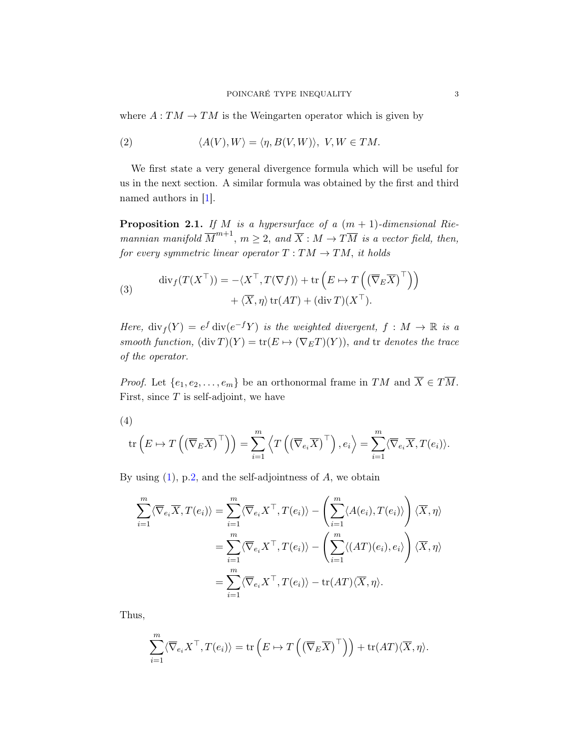where $A : TM \to TM$ is the Weingarten operator which is given by

$$\langle A(V), W\rangle = \langle \eta, B(V, W)\rangle,\ V, W \in TM. \tag{2}$$

We first state a very general divergence formula which will be useful for us in the next section. A similar formula was obtained by the first and third named authors in [1].

**Proposition 2.1.** *If $M$ is a hypersurface of a $(m+1)$-dimensional Riemannian manifold $\overline{M}^{m+1}$, $m \geq 2$, and $\overline{X} : M \to T\overline{M}$ is a vector field, then, for every symmetric linear operator $T : TM \to TM$, it holds*

$$\begin{aligned} \operatorname{div}_f(T(X^\top)) = &-\langle X^\top, T(\nabla f)\rangle + \operatorname{tr}\left(E \mapsto T\left(\left(\overline{\nabla}_E \overline{X}\right)^\top\right)\right) \\ &+ \langle \overline{X}, \eta\rangle \operatorname{tr}(AT) + (\operatorname{div} T)(X^\top). \end{aligned} \tag{3}$$

*Here, $\operatorname{div}_f(Y) = e^f \operatorname{div}(e^{-f} Y)$ is the weighted divergent, $f : M \to \mathbb{R}$ is a smooth function, $(\operatorname{div} T)(Y) = \operatorname{tr}(E \mapsto (\nabla_E T)(Y))$, and $\operatorname{tr}$ denotes the trace of the operator.*

*Proof.* Let $\{e_1, e_2, \ldots, e_m\}$ be an orthonormal frame in $TM$ and $\overline{X} \in T\overline{M}$. First, since $T$ is self-adjoint, we have

$$\operatorname{tr}\left(E \mapsto T\left(\left(\overline{\nabla}_E \overline{X}\right)^\top\right)\right) = \sum_{i=1}^m \left\langle T\left(\left(\overline{\nabla}_{e_i} \overline{X}\right)^\top\right), e_i\right\rangle = \sum_{i=1}^m \langle \overline{\nabla}_{e_i} \overline{X}, T(e_i)\rangle. \tag{4}$$

By using (1), p.2, and the self-adjointness of $A$, we obtain

$$\begin{aligned} \sum_{i=1}^m \langle \overline{\nabla}_{e_i} \overline{X}, T(e_i)\rangle &= \sum_{i=1}^m \langle \overline{\nabla}_{e_i} X^\top, T(e_i)\rangle - \left(\sum_{i=1}^m \langle A(e_i), T(e_i)\rangle\right) \langle \overline{X}, \eta\rangle \\ &= \sum_{i=1}^m \langle \overline{\nabla}_{e_i} X^\top, T(e_i)\rangle - \left(\sum_{i=1}^m \langle (AT)(e_i), e_i\rangle\right) \langle \overline{X}, \eta\rangle \\ &= \sum_{i=1}^m \langle \overline{\nabla}_{e_i} X^\top, T(e_i)\rangle - \operatorname{tr}(AT)\langle \overline{X}, \eta\rangle. \end{aligned}$$

Thus,

$$\sum_{i=1}^m \langle \overline{\nabla}_{e_i} X^\top, T(e_i)\rangle = \operatorname{tr}\left(E \mapsto T\left(\left(\overline{\nabla}_E \overline{X}\right)^\top\right)\right) + \operatorname{tr}(AT)\langle \overline{X}, \eta\rangle.$$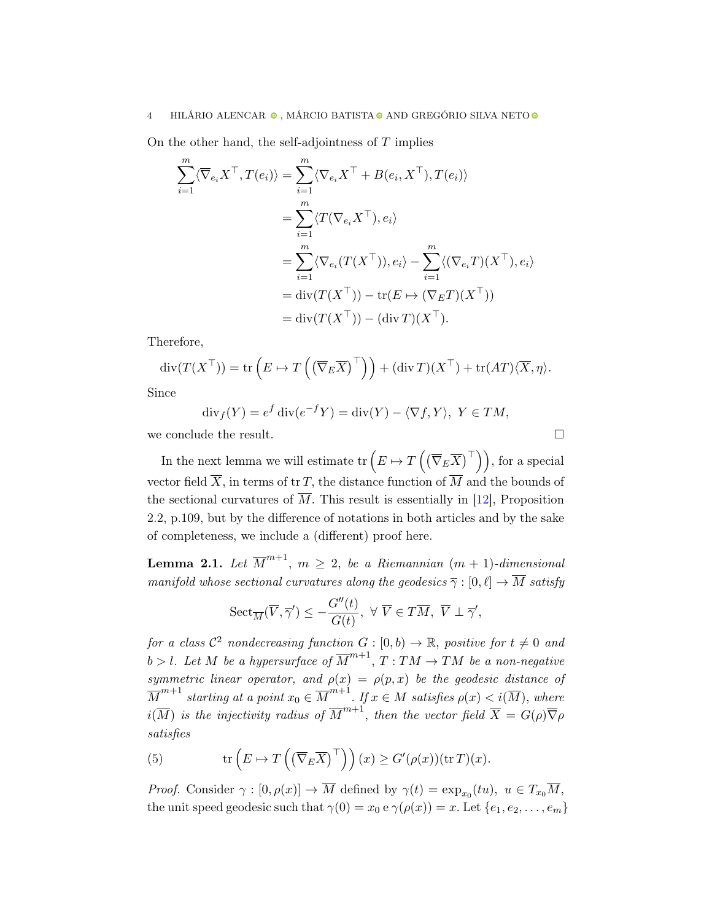On the other hand, the self-adjointness of $T$ implies

$$
\begin{aligned}
\sum_{i=1}^{m}\langle\overline{\nabla}_{e_i}X^{\top},T(e_i)\rangle &= \sum_{i=1}^{m}\langle\nabla_{e_i}X^{\top}+B(e_i,X^{\top}),T(e_i)\rangle\\
&= \sum_{i=1}^{m}\langle T(\nabla_{e_i}X^{\top}),e_i\rangle\\
&= \sum_{i=1}^{m}\langle\nabla_{e_i}(T(X^{\top})),e_i\rangle-\sum_{i=1}^{m}\langle(\nabla_{e_i}T)(X^{\top}),e_i\rangle\\
&= \operatorname{div}(T(X^{\top}))-\operatorname{tr}(E\mapsto(\nabla_E T)(X^{\top}))\\
&= \operatorname{div}(T(X^{\top}))-(\operatorname{div}T)(X^{\top}).
\end{aligned}
$$

Therefore,

$$
\operatorname{div}(T(X^{\top}))=\operatorname{tr}\left(E\mapsto T\left(\left(\overline{\nabla}_E\overline{X}\right)^{\top}\right)\right)+(\operatorname{div}T)(X^{\top})+\operatorname{tr}(AT)\langle\overline{X},\eta\rangle.
$$

Since

$$
\operatorname{div}_f(Y)=e^f\operatorname{div}(e^{-f}Y)=\operatorname{div}(Y)-\langle\nabla f,Y\rangle,\ Y\in TM,
$$

we conclude the result. □

In the next lemma we will estimate $\operatorname{tr}\left(E\mapsto T\left(\left(\overline{\nabla}_E\overline{X}\right)^{\top}\right)\right)$, for a special vector field $\overline{X}$, in terms of $\operatorname{tr}T$, the distance function of $\overline{M}$ and the bounds of the sectional curvatures of $\overline{M}$. This result is essentially in [12], Proposition 2.2, p.109, but by the difference of notations in both articles and by the sake of completeness, we include a (different) proof here.

**Lemma 2.1.** *Let $\overline{M}^{m+1}$, $m\geq 2$, be a Riemannian $(m+1)$-dimensional manifold whose sectional curvatures along the geodesics $\overline{\gamma}:[0,\ell]\to\overline{M}$ satisfy*

$$
\operatorname{Sect}_{\overline{M}}(\overline{V},\overline{\gamma}')\leq-\frac{G''(t)}{G(t)},\ \forall\ \overline{V}\in T\overline{M},\ \overline{V}\perp\overline{\gamma}',
$$

*for a class $\mathcal{C}^2$ nondecreasing function $G:[0,b)\to\mathbb{R}$, positive for $t\neq 0$ and $b>l$. Let $M$ be a hypersurface of $\overline{M}^{m+1}$, $T:TM\to TM$ be a non-negative symmetric linear operator, and $\rho(x)=\rho(p,x)$ be the geodesic distance of $\overline{M}^{m+1}$ starting at a point $x_0\in\overline{M}^{m+1}$. If $x\in M$ satisfies $\rho(x)<i(\overline{M})$, where $i(\overline{M})$ is the injectivity radius of $\overline{M}^{m+1}$, then the vector field $\overline{X}=G(\rho)\overline{\nabla}\rho$ satisfies*

$$
\operatorname{tr}\left(E\mapsto T\left(\left(\overline{\nabla}_E\overline{X}\right)^{\top}\right)\right)(x)\geq G'(\rho(x))(\operatorname{tr}T)(x). \tag{5}
$$

*Proof.* Consider $\gamma:[0,\rho(x)]\to\overline{M}$ defined by $\gamma(t)=\exp_{x_0}(tu),\ u\in T_{x_0}\overline{M}$, the unit speed geodesic such that $\gamma(0)=x_0$ e $\gamma(\rho(x))=x$. Let $\{e_1,e_2,\ldots,e_m\}$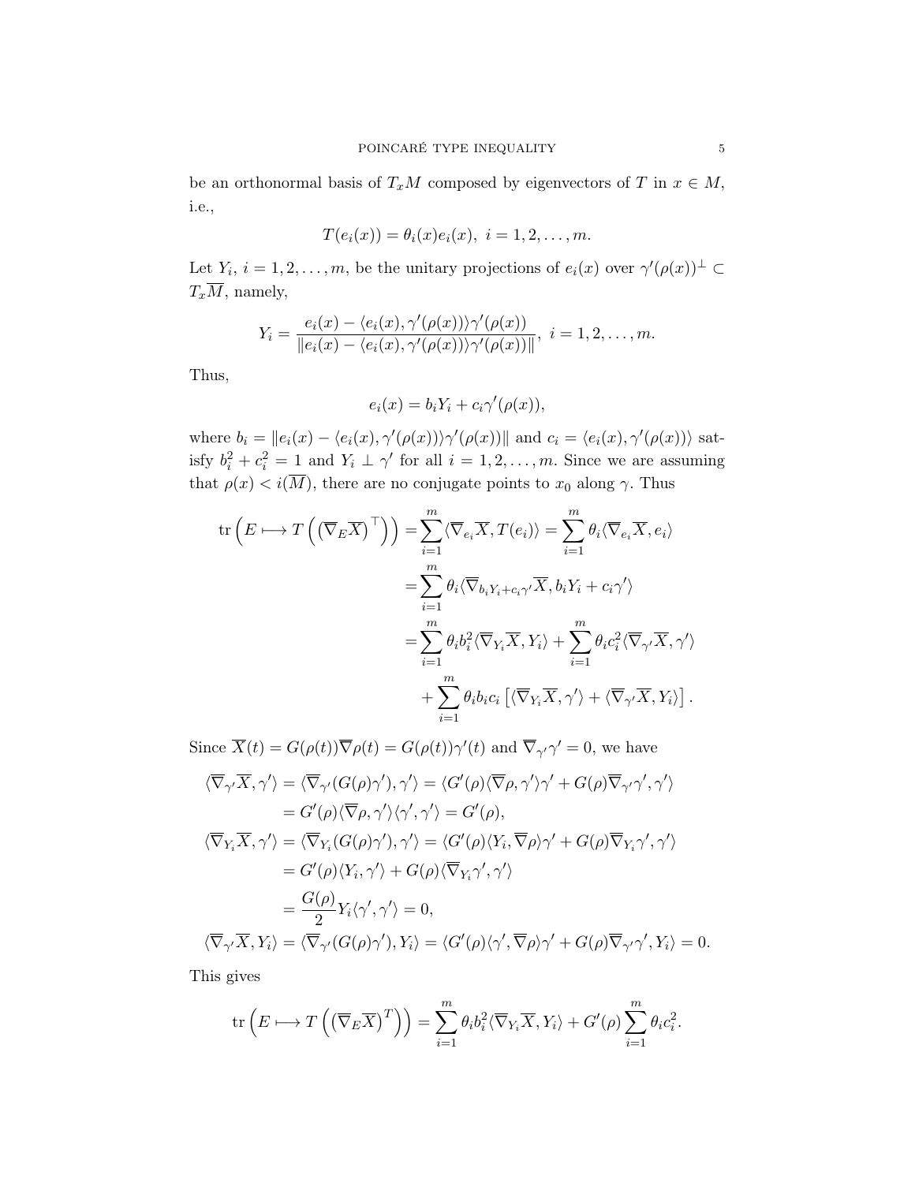be an orthonormal basis of $T_xM$ composed by eigenvectors of $T$ in $x \in M$, i.e.,

$$T(e_i(x)) = \theta_i(x)e_i(x),\ i = 1, 2, \dots, m.$$

Let $Y_i$, $i = 1, 2, \dots, m$, be the unitary projections of $e_i(x)$ over $\gamma'(\rho(x))^\perp \subset T_x\overline{M}$, namely,

$$Y_i = \frac{e_i(x) - \langle e_i(x), \gamma'(\rho(x))\rangle\gamma'(\rho(x))}{\|e_i(x) - \langle e_i(x), \gamma'(\rho(x))\rangle\gamma'(\rho(x))\|},\ i = 1, 2, \dots, m.$$

Thus,

$$e_i(x) = b_iY_i + c_i\gamma'(\rho(x)),$$

where $b_i = \|e_i(x) - \langle e_i(x), \gamma'(\rho(x))\rangle\gamma'(\rho(x))\|$ and $c_i = \langle e_i(x), \gamma'(\rho(x))\rangle$ satisfy $b_i^2 + c_i^2 = 1$ and $Y_i \perp \gamma'$ for all $i = 1, 2, \dots, m$. Since we are assuming that $\rho(x) < i(\overline{M})$, there are no conjugate points to $x_0$ along $\gamma$. Thus

$$\begin{aligned}
\operatorname{tr}\left(E \longmapsto T\left(\left(\overline{\nabla}_E\overline{X}\right)^\top\right)\right) &= \sum_{i=1}^{m}\langle\overline{\nabla}_{e_i}\overline{X}, T(e_i)\rangle = \sum_{i=1}^{m}\theta_i\langle\overline{\nabla}_{e_i}\overline{X}, e_i\rangle \\
&= \sum_{i=1}^{m}\theta_i\langle\overline{\nabla}_{b_iY_i+c_i\gamma'}\overline{X}, b_iY_i + c_i\gamma'\rangle \\
&= \sum_{i=1}^{m}\theta_ib_i^2\langle\overline{\nabla}_{Y_i}\overline{X}, Y_i\rangle + \sum_{i=1}^{m}\theta_ic_i^2\langle\overline{\nabla}_{\gamma'}\overline{X}, \gamma'\rangle \\
&\quad + \sum_{i=1}^{m}\theta_ib_ic_i\left[\langle\overline{\nabla}_{Y_i}\overline{X}, \gamma'\rangle + \langle\overline{\nabla}_{\gamma'}\overline{X}, Y_i\rangle\right].
\end{aligned}$$

Since $\overline{X}(t) = G(\rho(t))\overline{\nabla}\rho(t) = G(\rho(t))\gamma'(t)$ and $\overline{\nabla}_{\gamma'}\gamma' = 0$, we have

$$\begin{aligned}
\langle\overline{\nabla}_{\gamma'}\overline{X}, \gamma'\rangle &= \langle\overline{\nabla}_{\gamma'}(G(\rho)\gamma'), \gamma'\rangle = \langle G'(\rho)\langle\overline{\nabla}\rho, \gamma'\rangle\gamma' + G(\rho)\overline{\nabla}_{\gamma'}\gamma', \gamma'\rangle \\
&= G'(\rho)\langle\overline{\nabla}\rho, \gamma'\rangle\langle\gamma', \gamma'\rangle = G'(\rho), \\
\langle\overline{\nabla}_{Y_i}\overline{X}, \gamma'\rangle &= \langle\overline{\nabla}_{Y_i}(G(\rho)\gamma'), \gamma'\rangle = \langle G'(\rho)\langle Y_i, \overline{\nabla}\rho\rangle\gamma' + G(\rho)\overline{\nabla}_{Y_i}\gamma', \gamma'\rangle \\
&= G'(\rho)\langle Y_i, \gamma'\rangle + G(\rho)\langle\overline{\nabla}_{Y_i}\gamma', \gamma'\rangle \\
&= \frac{G(\rho)}{2}Y_i\langle\gamma', \gamma'\rangle = 0, \\
\langle\overline{\nabla}_{\gamma'}\overline{X}, Y_i\rangle &= \langle\overline{\nabla}_{\gamma'}(G(\rho)\gamma'), Y_i\rangle = \langle G'(\rho)\langle\gamma', \overline{\nabla}\rho\rangle\gamma' + G(\rho)\overline{\nabla}_{\gamma'}\gamma', Y_i\rangle = 0.
\end{aligned}$$

This gives

$$\operatorname{tr}\left(E \longmapsto T\left(\left(\overline{\nabla}_E\overline{X}\right)^T\right)\right) = \sum_{i=1}^{m}\theta_ib_i^2\langle\overline{\nabla}_{Y_i}\overline{X}, Y_i\rangle + G'(\rho)\sum_{i=1}^{m}\theta_ic_i^2.$$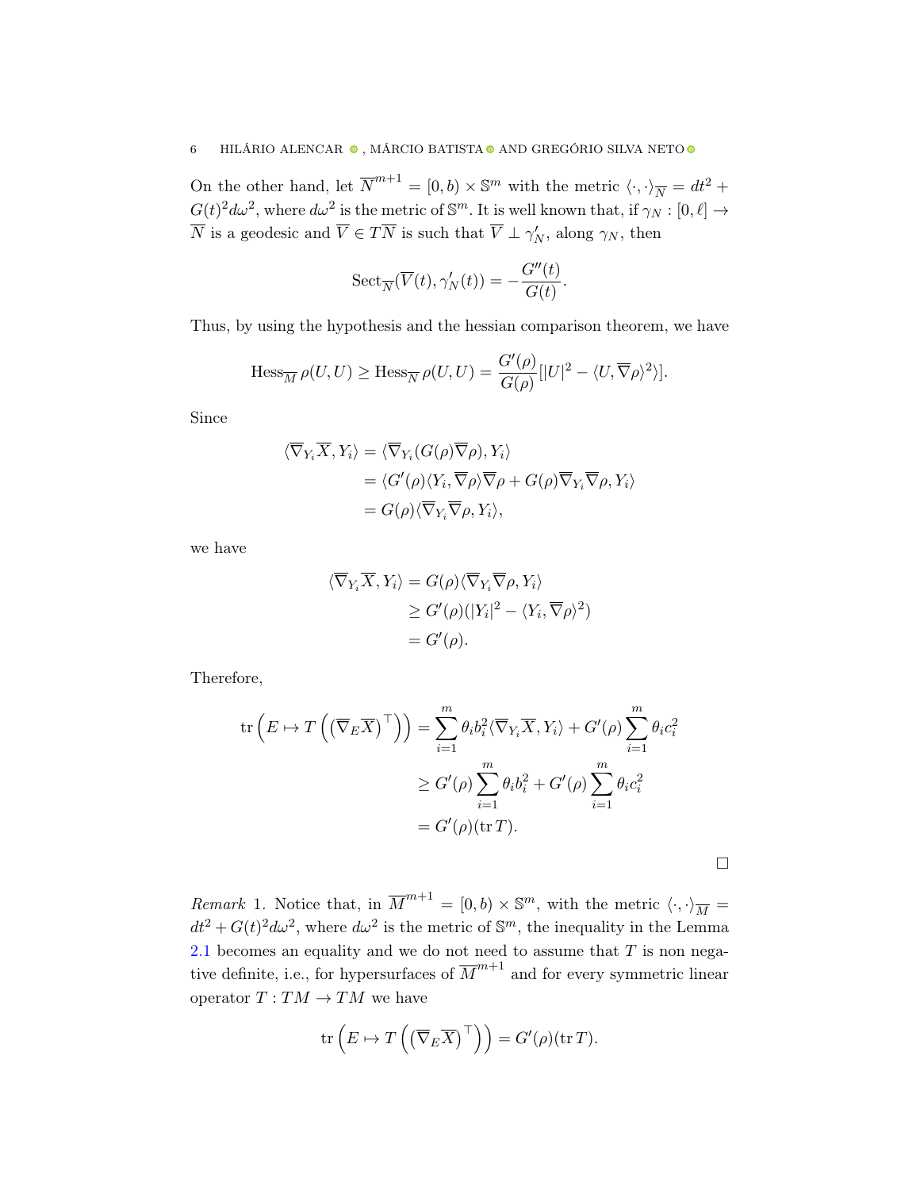On the other hand, let $\overline{N}^{m+1} = [0,b) \times \mathbb{S}^m$ with the metric $\langle \cdot,\cdot \rangle_{\overline{N}} = dt^2 + G(t)^2 d\omega^2$, where $d\omega^2$ is the metric of $\mathbb{S}^m$. It is well known that, if $\gamma_N : [0,\ell] \to \overline{N}$ is a geodesic and $\overline{V} \in T\overline{N}$ is such that $\overline{V} \perp \gamma_N'$, along $\gamma_N$, then

$$\mathrm{Sect}_{\overline{N}}(\overline{V}(t), \gamma_N'(t)) = -\frac{G''(t)}{G(t)}.$$

Thus, by using the hypothesis and the hessian comparison theorem, we have

$$\mathrm{Hess}_{\overline{M}}\,\rho(U,U) \geq \mathrm{Hess}_{\overline{N}}\,\rho(U,U) = \frac{G'(\rho)}{G(\rho)}[|U|^2 - \langle U, \overline{\nabla}\rho\rangle^2)].$$

Since

$$\begin{aligned}
\langle \overline{\nabla}_{Y_i}\overline{X}, Y_i\rangle &= \langle \overline{\nabla}_{Y_i}(G(\rho)\overline{\nabla}\rho), Y_i\rangle \\
&= \langle G'(\rho)\langle Y_i, \overline{\nabla}\rho\rangle\overline{\nabla}\rho + G(\rho)\overline{\nabla}_{Y_i}\overline{\nabla}\rho, Y_i\rangle \\
&= G(\rho)\langle \overline{\nabla}_{Y_i}\overline{\nabla}\rho, Y_i\rangle,
\end{aligned}$$

we have

$$\begin{aligned}
\langle \overline{\nabla}_{Y_i}\overline{X}, Y_i\rangle &= G(\rho)\langle \overline{\nabla}_{Y_i}\overline{\nabla}\rho, Y_i\rangle \\
&\geq G'(\rho)(|Y_i|^2 - \langle Y_i, \overline{\nabla}\rho\rangle^2) \\
&= G'(\rho).
\end{aligned}$$

Therefore,

$$\begin{aligned}
\mathrm{tr}\left(E \mapsto T\left(\left(\overline{\nabla}_E\overline{X}\right)^\top\right)\right) &= \sum_{i=1}^m \theta_i b_i^2 \langle \overline{\nabla}_{Y_i}\overline{X}, Y_i\rangle + G'(\rho)\sum_{i=1}^m \theta_i c_i^2 \\
&\geq G'(\rho)\sum_{i=1}^m \theta_i b_i^2 + G'(\rho)\sum_{i=1}^m \theta_i c_i^2 \\
&= G'(\rho)(\mathrm{tr}\, T).
\end{aligned}$$

□

*Remark* 1. Notice that, in $\overline{M}^{m+1} = [0,b) \times \mathbb{S}^m$, with the metric $\langle \cdot,\cdot\rangle_{\overline{M}} = dt^2 + G(t)^2 d\omega^2$, where $d\omega^2$ is the metric of $\mathbb{S}^m$, the inequality in the Lemma 2.1 becomes an equality and we do not need to assume that $T$ is non negative definite, i.e., for hypersurfaces of $\overline{M}^{m+1}$ and for every symmetric linear operator $T : TM \to TM$ we have

$$\mathrm{tr}\left(E \mapsto T\left(\left(\overline{\nabla}_E\overline{X}\right)^\top\right)\right) = G'(\rho)(\mathrm{tr}\, T).$$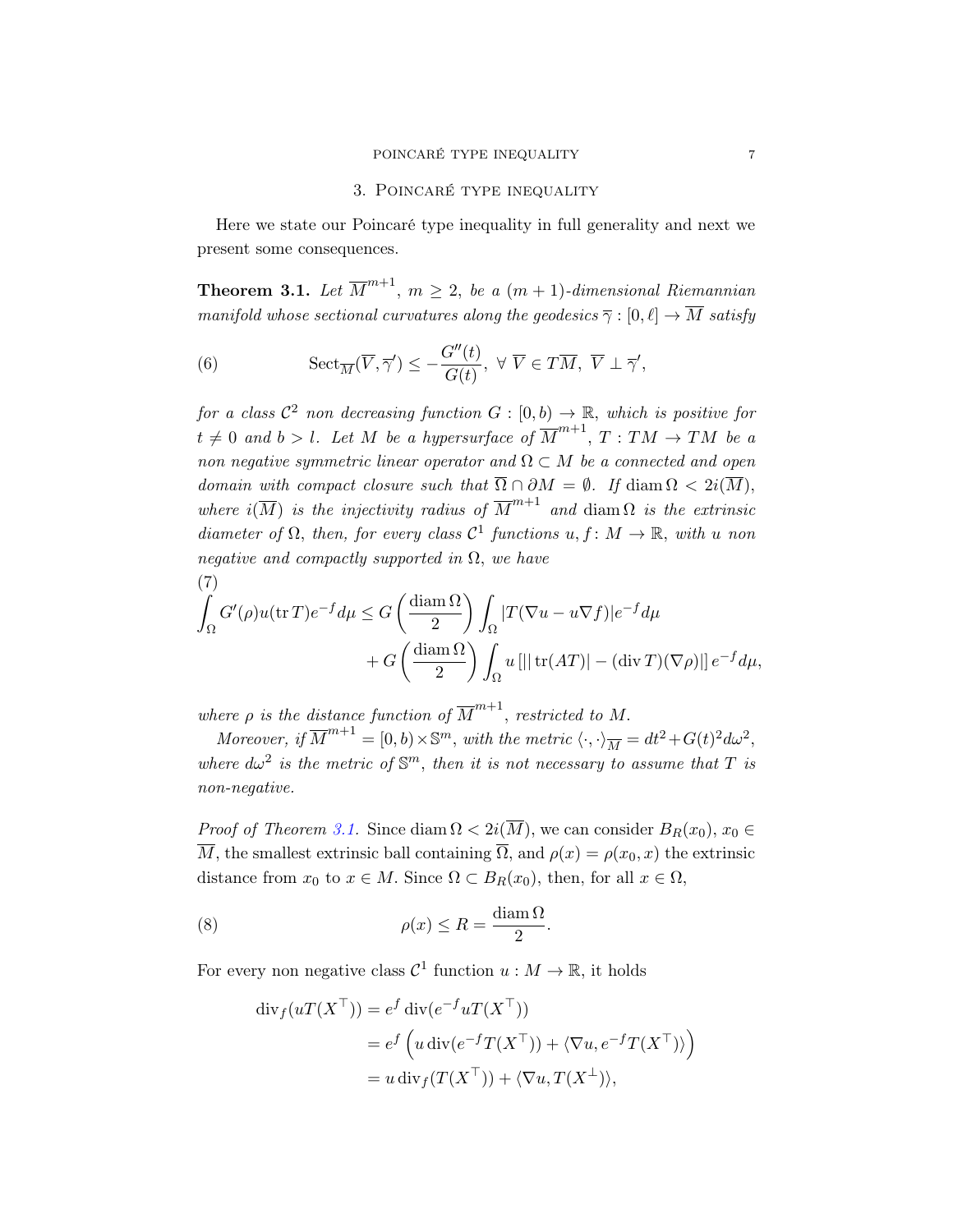## 3. Poincaré type inequality

Here we state our Poincaré type inequality in full generality and next we present some consequences.

**Theorem 3.1.** *Let $\overline{M}^{m+1}$, $m \geq 2$, be a $(m+1)$-dimensional Riemannian manifold whose sectional curvatures along the geodesics $\overline{\gamma} : [0, \ell] \to \overline{M}$ satisfy*

$$\mathrm{Sect}_{\overline{M}}(\overline{V}, \overline{\gamma}') \leq -\frac{G''(t)}{G(t)}, \ \forall \ \overline{V} \in T\overline{M}, \ \overline{V} \perp \overline{\gamma}', \tag{6}$$

*for a class $\mathcal{C}^2$ non decreasing function $G : [0, b) \to \mathbb{R}$, which is positive for $t \neq 0$ and $b > l$. Let $M$ be a hypersurface of $\overline{M}^{m+1}$, $T : TM \to TM$ be a non negative symmetric linear operator and $\Omega \subset M$ be a connected and open domain with compact closure such that $\overline{\Omega} \cap \partial M = \emptyset$. If $\operatorname{diam} \Omega < 2i(\overline{M})$, where $i(\overline{M})$ is the injectivity radius of $\overline{M}^{m+1}$ and $\operatorname{diam} \Omega$ is the extrinsic diameter of $\Omega$, then, for every class $\mathcal{C}^1$ functions $u, f \colon M \to \mathbb{R}$, with $u$ non negative and compactly supported in $\Omega$, we have*

$$\begin{aligned}\int_\Omega G'(\rho) u (\operatorname{tr} T) e^{-f} d\mu \leq G\left(\frac{\operatorname{diam} \Omega}{2}\right) &\int_\Omega |T(\nabla u - u \nabla f)| e^{-f} d\mu \\ &+ G\left(\frac{\operatorname{diam} \Omega}{2}\right) \int_\Omega u \left[ || \operatorname{tr}(AT)| - (\operatorname{div} T)(\nabla \rho)| \right] e^{-f} d\mu,\end{aligned} \tag{7}$$

*where $\rho$ is the distance function of $\overline{M}^{m+1}$, restricted to $M$.*

*Moreover, if $\overline{M}^{m+1} = [0, b) \times \mathbb{S}^m$, with the metric $\langle \cdot, \cdot \rangle_{\overline{M}} = dt^2 + G(t)^2 d\omega^2$, where $d\omega^2$ is the metric of $\mathbb{S}^m$, then it is not necessary to assume that $T$ is non-negative.*

*Proof of Theorem 3.1.* Since $\operatorname{diam} \Omega < 2i(\overline{M})$, we can consider $B_R(x_0)$, $x_0 \in \overline{M}$, the smallest extrinsic ball containing $\overline{\Omega}$, and $\rho(x) = \rho(x_0, x)$ the extrinsic distance from $x_0$ to $x \in M$. Since $\Omega \subset B_R(x_0)$, then, for all $x \in \Omega$,

$$\rho(x) \leq R = \frac{\operatorname{diam} \Omega}{2}. \tag{8}$$

For every non negative class $\mathcal{C}^1$ function $u : M \to \mathbb{R}$, it holds

$$\begin{aligned}\operatorname{div}_f(uT(X^\top)) &= e^f \operatorname{div}(e^{-f} u T(X^\top)) \\ &= e^f \left( u \operatorname{div}(e^{-f} T(X^\top)) + \langle \nabla u, e^{-f} T(X^\top) \rangle \right) \\ &= u \operatorname{div}_f(T(X^\top)) + \langle \nabla u, T(X^\perp) \rangle,\end{aligned}$$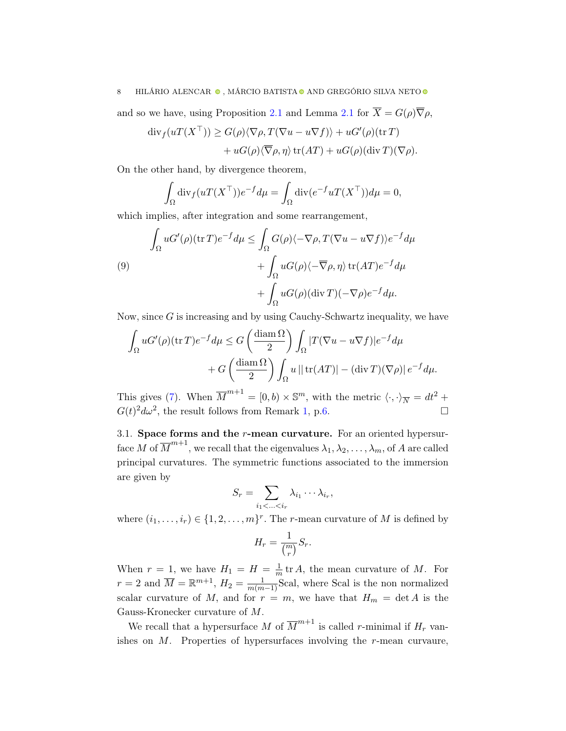and so we have, using Proposition 2.1 and Lemma 2.1 for $\overline{X} = G(\rho)\overline{\nabla}\rho$,

$$
\begin{aligned}
\operatorname{div}_f(uT(X^\top)) \geq\ & G(\rho)\langle \nabla\rho, T(\nabla u - u\nabla f)\rangle + uG'(\rho)(\operatorname{tr} T) \\
& + uG(\rho)\langle \overline{\nabla}\rho, \eta\rangle \operatorname{tr}(AT) + uG(\rho)(\operatorname{div} T)(\nabla\rho).
\end{aligned}
$$

On the other hand, by divergence theorem,

$$
\int_\Omega \operatorname{div}_f(uT(X^\top))e^{-f}d\mu = \int_\Omega \operatorname{div}(e^{-f}uT(X^\top))d\mu = 0,
$$

which implies, after integration and some rearrangement,

$$
\begin{aligned}
\int_\Omega uG'(\rho)(\operatorname{tr} T)e^{-f}d\mu \leq\ & \int_\Omega G(\rho)\langle -\nabla\rho, T(\nabla u - u\nabla f)\rangle e^{-f}d\mu \\
& + \int_\Omega uG(\rho)\langle -\overline{\nabla}\rho, \eta\rangle \operatorname{tr}(AT)e^{-f}d\mu \\
& + \int_\Omega uG(\rho)(\operatorname{div} T)(-\nabla\rho)e^{-f}d\mu.
\end{aligned} \tag{9}
$$

Now, since $G$ is increasing and by using Cauchy-Schwartz inequality, we have

$$
\begin{aligned}
\int_\Omega uG'(\rho)(\operatorname{tr} T)e^{-f}d\mu \leq\ & G\left(\frac{\operatorname{diam}\Omega}{2}\right)\int_\Omega |T(\nabla u - u\nabla f)|e^{-f}d\mu \\
& + G\left(\frac{\operatorname{diam}\Omega}{2}\right)\int_\Omega u\,||\operatorname{tr}(AT)| - (\operatorname{div} T)(\nabla\rho)|\,e^{-f}d\mu.
\end{aligned}
$$

This gives (7). When $\overline{M}^{m+1} = [0,b) \times \mathbb{S}^m$, with the metric $\langle\cdot,\cdot\rangle_{\overline{N}} = dt^2 + G(t)^2d\omega^2$, the result follows from Remark 1, p.6. $\square$

3.1. **Space forms and the $r$-mean curvature.** For an oriented hypersurface $M$ of $\overline{M}^{m+1}$, we recall that the eigenvalues $\lambda_1, \lambda_2, \ldots, \lambda_m$, of $A$ are called principal curvatures. The symmetric functions associated to the immersion are given by

$$
S_r = \sum_{i_1<\ldots<i_r} \lambda_{i_1}\cdots\lambda_{i_r},
$$

where $(i_1,\ldots,i_r) \in \{1,2,\ldots,m\}^r$. The $r$-mean curvature of $M$ is defined by

$$
H_r = \frac{1}{\binom{m}{r}}S_r.
$$

When $r = 1$, we have $H_1 = H = \frac{1}{m}\operatorname{tr} A$, the mean curvature of $M$. For $r = 2$ and $\overline{M} = \mathbb{R}^{m+1}$, $H_2 = \frac{1}{m(m-1)}\mathrm{Scal}$, where Scal is the non normalized scalar curvature of $M$, and for $r = m$, we have that $H_m = \det A$ is the Gauss-Kronecker curvature of $M$.

We recall that a hypersurface $M$ of $\overline{M}^{m+1}$ is called $r$-minimal if $H_r$ vanishes on $M$. Properties of hypersurfaces involving the $r$-mean curvaure,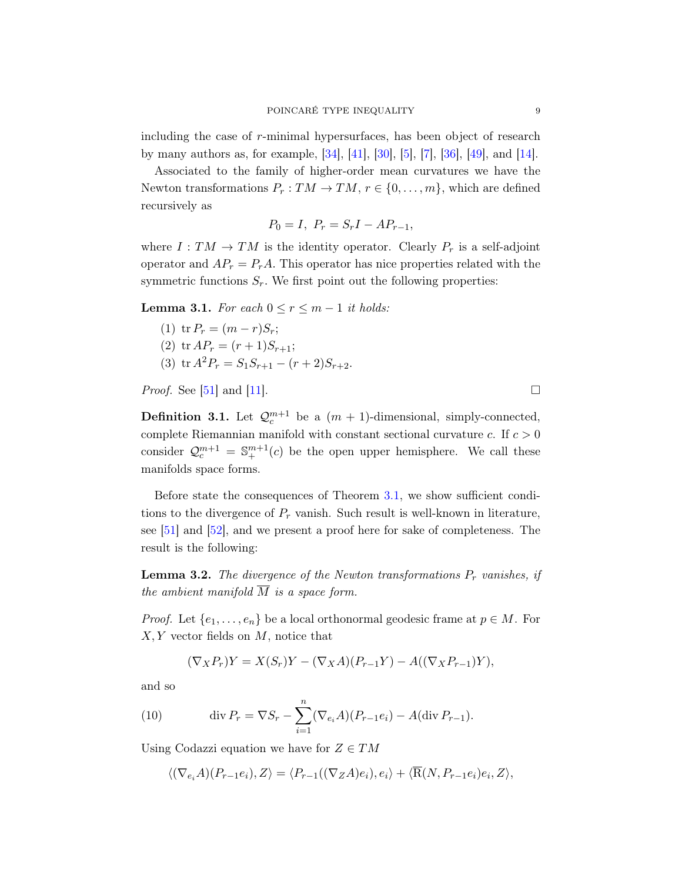including the case of $r$-minimal hypersurfaces, has been object of research by many authors as, for example, [34], [41], [30], [5], [7], [36], [49], and [14].

Associated to the family of higher-order mean curvatures we have the Newton transformations $P_r : TM \to TM$, $r \in \{0, \dots, m\}$, which are defined recursively as

$$P_0 = I,\ P_r = S_r I - AP_{r-1},$$

where $I : TM \to TM$ is the identity operator. Clearly $P_r$ is a self-adjoint operator and $AP_r = P_r A$. This operator has nice properties related with the symmetric functions $S_r$. We first point out the following properties:

**Lemma 3.1.** *For each $0 \leq r \leq m-1$ it holds:*

1. $\operatorname{tr} P_r = (m - r)S_r$;
2. $\operatorname{tr} AP_r = (r + 1)S_{r+1}$;
3. $\operatorname{tr} A^2 P_r = S_1 S_{r+1} - (r + 2)S_{r+2}$.

*Proof.* See [51] and [11]. □

**Definition 3.1.** Let $\mathcal{Q}_c^{m+1}$ be a $(m+1)$-dimensional, simply-connected, complete Riemannian manifold with constant sectional curvature $c$. If $c > 0$ consider $\mathcal{Q}_c^{m+1} = \mathbb{S}_+^{m+1}(c)$ be the open upper hemisphere. We call these manifolds space forms.

Before state the consequences of Theorem 3.1, we show sufficient conditions to the divergence of $P_r$ vanish. Such result is well-known in literature, see [51] and [52], and we present a proof here for sake of completeness. The result is the following:

**Lemma 3.2.** *The divergence of the Newton transformations $P_r$ vanishes, if the ambient manifold $\overline{M}$ is a space form.*

*Proof.* Let $\{e_1, \dots, e_n\}$ be a local orthonormal geodesic frame at $p \in M$. For $X, Y$ vector fields on $M$, notice that

$$(\nabla_X P_r)Y = X(S_r)Y - (\nabla_X A)(P_{r-1}Y) - A((\nabla_X P_{r-1})Y),$$

and so

$$\operatorname{div} P_r = \nabla S_r - \sum_{i=1}^{n} (\nabla_{e_i} A)(P_{r-1}e_i) - A(\operatorname{div} P_{r-1}). \tag{10}$$

Using Codazzi equation we have for $Z \in TM$

$$\langle (\nabla_{e_i} A)(P_{r-1}e_i), Z\rangle = \langle P_{r-1}((\nabla_Z A)e_i), e_i\rangle + \langle \overline{\mathrm{R}}(N, P_{r-1}e_i)e_i, Z\rangle,$$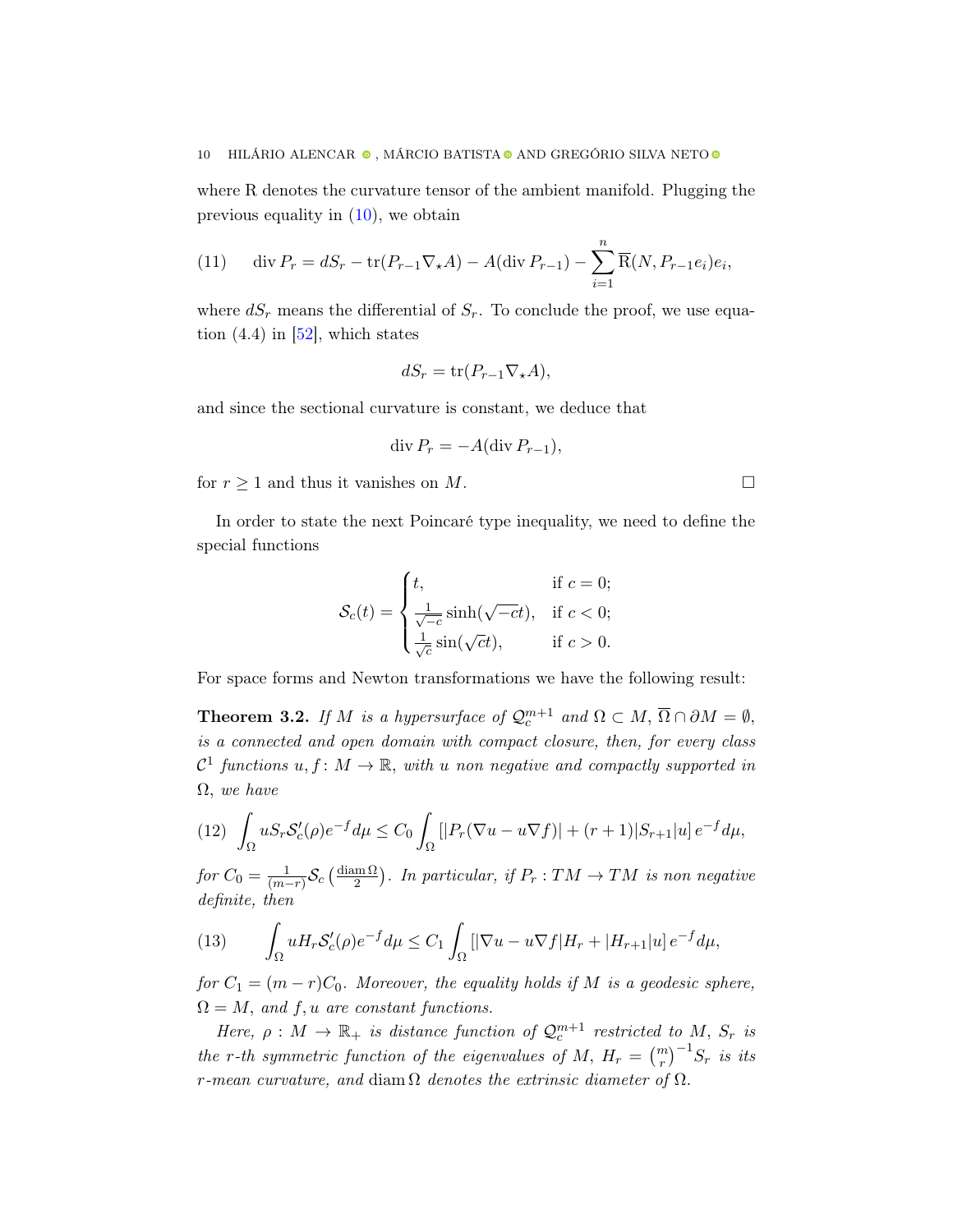where R denotes the curvature tensor of the ambient manifold. Plugging the previous equality in (10), we obtain

$$\operatorname{div} P_r = dS_r - \operatorname{tr}(P_{r-1}\nabla_\star A) - A(\operatorname{div} P_{r-1}) - \sum_{i=1}^{n} \overline{\mathrm{R}}(N, P_{r-1}e_i)e_i, \tag{11}$$

where $dS_r$ means the differential of $S_r$. To conclude the proof, we use equation (4.4) in [52], which states

$$dS_r = \operatorname{tr}(P_{r-1}\nabla_\star A),$$

and since the sectional curvature is constant, we deduce that

$$\operatorname{div} P_r = -A(\operatorname{div} P_{r-1}),$$

for $r \geq 1$ and thus it vanishes on $M$. $\square$

In order to state the next Poincaré type inequality, we need to define the special functions

$$\mathcal{S}_c(t) = \begin{cases} t, & \text{if } c = 0; \\ \frac{1}{\sqrt{-c}}\sinh(\sqrt{-c}t), & \text{if } c < 0; \\ \frac{1}{\sqrt{c}}\sin(\sqrt{c}t), & \text{if } c > 0. \end{cases}$$

For space forms and Newton transformations we have the following result:

**Theorem 3.2.** *If $M$ is a hypersurface of $\mathcal{Q}_c^{m+1}$ and $\Omega \subset M$, $\overline{\Omega} \cap \partial M = \emptyset$, is a connected and open domain with compact closure, then, for every class $\mathcal{C}^1$ functions $u, f\colon M \to \mathbb{R}$, with $u$ non negative and compactly supported in $\Omega$, we have*

$$\int_\Omega u S_r \mathcal{S}_c'(\rho) e^{-f} d\mu \leq C_0 \int_\Omega \left[|P_r(\nabla u - u\nabla f)| + (r+1)|S_{r+1}|u\right] e^{-f} d\mu, \tag{12}$$

*for $C_0 = \frac{1}{(m-r)}\mathcal{S}_c\left(\frac{\operatorname{diam}\Omega}{2}\right)$. In particular, if $P_r : TM \to TM$ is non negative definite, then*

$$\int_\Omega u H_r \mathcal{S}_c'(\rho) e^{-f} d\mu \leq C_1 \int_\Omega \left[|\nabla u - u\nabla f| H_r + |H_{r+1}|u\right] e^{-f} d\mu, \tag{13}$$

*for $C_1 = (m-r)C_0$. Moreover, the equality holds if $M$ is a geodesic sphere, $\Omega = M$, and $f, u$ are constant functions.*

*Here, $\rho : M \to \mathbb{R}_+$ is distance function of $\mathcal{Q}_c^{m+1}$ restricted to $M$, $S_r$ is the $r$-th symmetric function of the eigenvalues of $M$, $H_r = \binom{m}{r}^{-1} S_r$ is its $r$-mean curvature, and $\operatorname{diam}\Omega$ denotes the extrinsic diameter of $\Omega$.*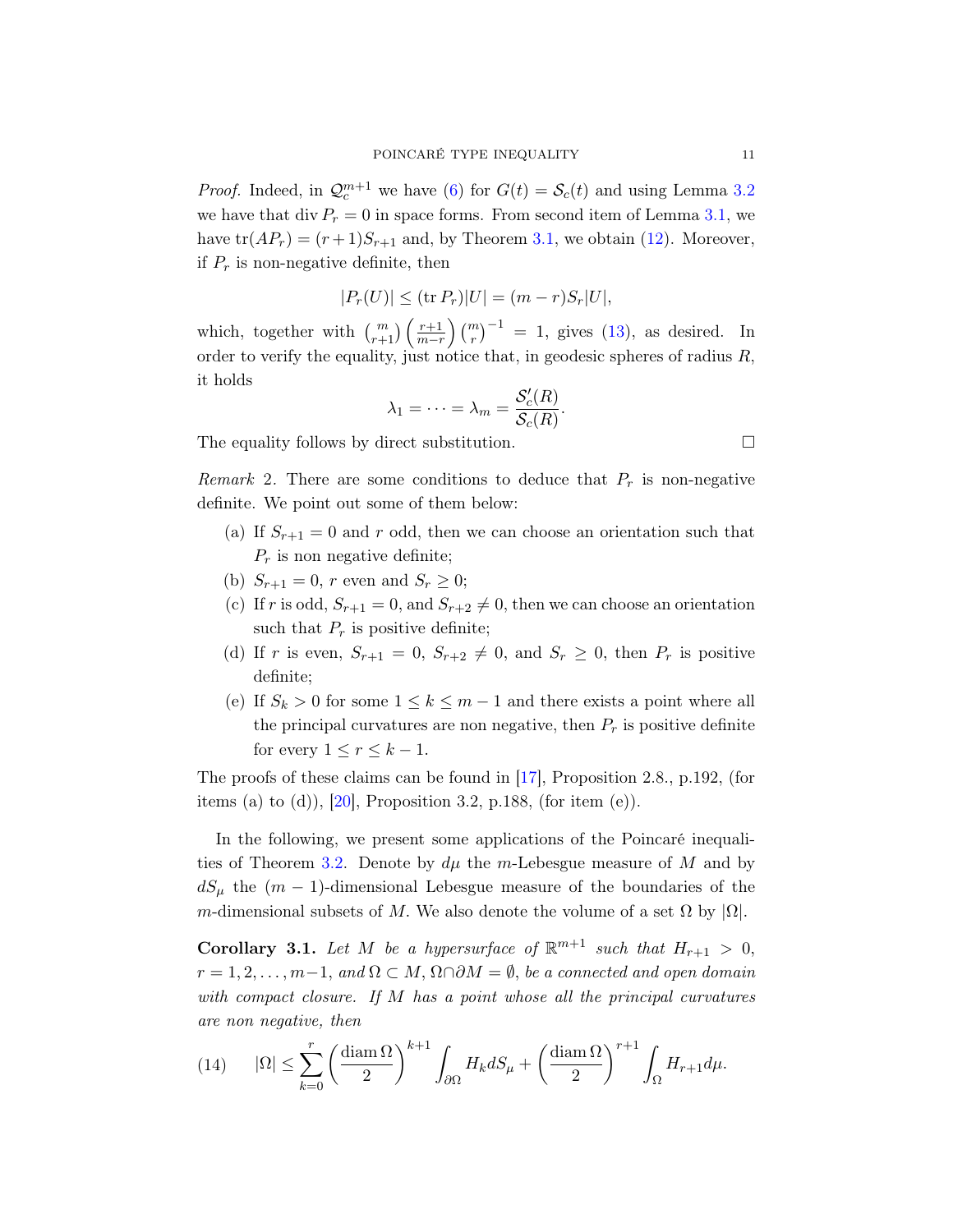*Proof.* Indeed, in $\mathcal{Q}_c^{m+1}$ we have (6) for $G(t) = \mathcal{S}_c(t)$ and using Lemma 3.2 we have that $\operatorname{div} P_r = 0$ in space forms. From second item of Lemma 3.1, we have $\operatorname{tr}(AP_r) = (r+1)S_{r+1}$ and, by Theorem 3.1, we obtain (12). Moreover, if $P_r$ is non-negative definite, then

$$|P_r(U)| \leq (\operatorname{tr} P_r)|U| = (m-r)S_r|U|,$$

which, together with $\binom{m}{r+1}\left(\frac{r+1}{m-r}\right)\binom{m}{r}^{-1} = 1$, gives (13), as desired. In order to verify the equality, just notice that, in geodesic spheres of radius $R$, it holds

$$\lambda_1 = \cdots = \lambda_m = \frac{\mathcal{S}_c'(R)}{\mathcal{S}_c(R)}.$$

The equality follows by direct substitution. □

*Remark* 2. There are some conditions to deduce that $P_r$ is non-negative definite. We point out some of them below:

(a) If $S_{r+1} = 0$ and $r$ odd, then we can choose an orientation such that $P_r$ is non negative definite;

(b) $S_{r+1} = 0$, $r$ even and $S_r \geq 0$;

(c) If $r$ is odd, $S_{r+1} = 0$, and $S_{r+2} \neq 0$, then we can choose an orientation such that $P_r$ is positive definite;

(d) If $r$ is even, $S_{r+1} = 0$, $S_{r+2} \neq 0$, and $S_r \geq 0$, then $P_r$ is positive definite;

(e) If $S_k > 0$ for some $1 \leq k \leq m-1$ and there exists a point where all the principal curvatures are non negative, then $P_r$ is positive definite for every $1 \leq r \leq k-1$.

The proofs of these claims can be found in [17], Proposition 2.8., p.192, (for items (a) to (d)), [20], Proposition 3.2, p.188, (for item (e)).

In the following, we present some applications of the Poincaré inequalities of Theorem 3.2. Denote by $d\mu$ the $m$-Lebesgue measure of $M$ and by $dS_\mu$ the $(m-1)$-dimensional Lebesgue measure of the boundaries of the $m$-dimensional subsets of $M$. We also denote the volume of a set $\Omega$ by $|\Omega|$.

**Corollary 3.1.** *Let $M$ be a hypersurface of $\mathbb{R}^{m+1}$ such that $H_{r+1} > 0$, $r = 1, 2, \ldots, m-1$, and $\Omega \subset M$, $\Omega \cap \partial M = \emptyset$, be a connected and open domain with compact closure. If $M$ has a point whose all the principal curvatures are non negative, then*

$$|\Omega| \leq \sum_{k=0}^{r}\left(\frac{\operatorname{diam}\Omega}{2}\right)^{k+1}\int_{\partial\Omega} H_k dS_\mu + \left(\frac{\operatorname{diam}\Omega}{2}\right)^{r+1}\int_{\Omega} H_{r+1} d\mu. \tag{14}$$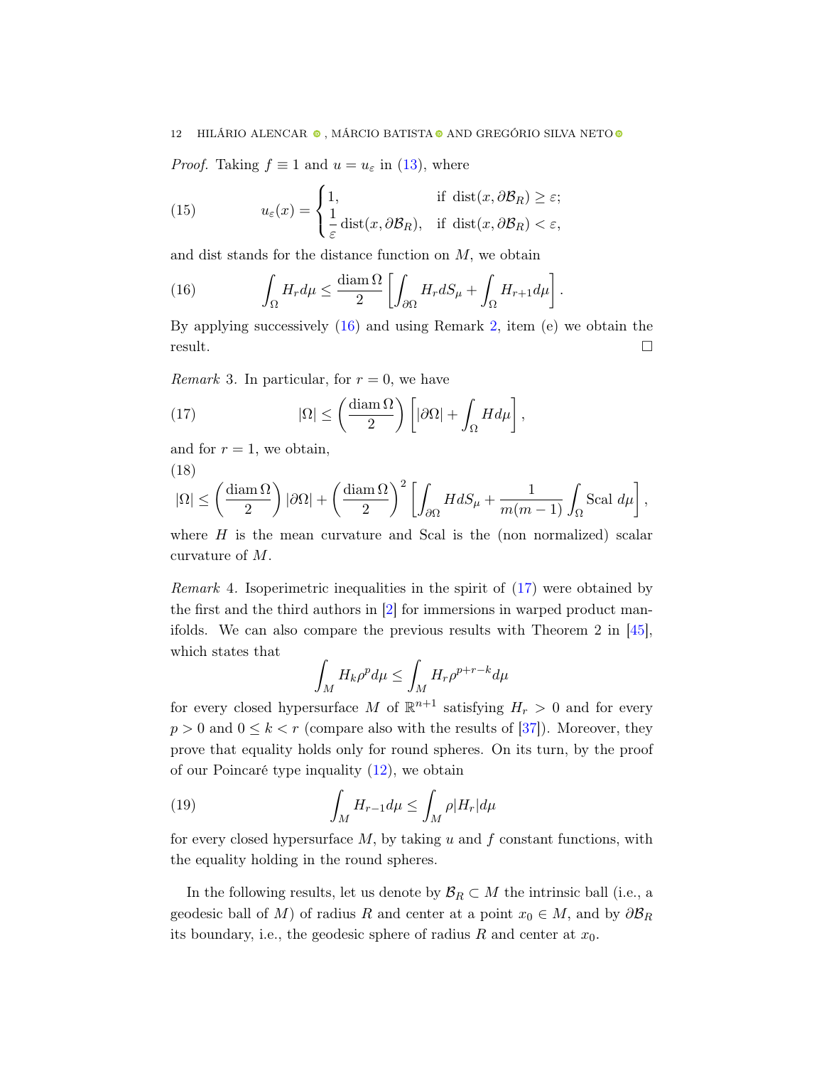*Proof.* Taking $f \equiv 1$ and $u = u_\varepsilon$ in (13), where

$$
u_\varepsilon(x) = \begin{cases} 1, & \text{if } \operatorname{dist}(x, \partial\mathcal{B}_R) \geq \varepsilon; \\ \dfrac{1}{\varepsilon}\operatorname{dist}(x, \partial\mathcal{B}_R), & \text{if } \operatorname{dist}(x, \partial\mathcal{B}_R) < \varepsilon, \end{cases} \tag{15}
$$

and dist stands for the distance function on $M$, we obtain

$$
\int_\Omega H_r d\mu \leq \frac{\operatorname{diam}\Omega}{2}\left[\int_{\partial\Omega} H_r dS_\mu + \int_\Omega H_{r+1} d\mu\right]. \tag{16}
$$

By applying successively (16) and using Remark 2, item (e) we obtain the result. $\square$

*Remark* 3. In particular, for $r = 0$, we have

$$
|\Omega| \leq \left(\frac{\operatorname{diam}\Omega}{2}\right)\left[|\partial\Omega| + \int_\Omega H d\mu\right], \tag{17}
$$

and for $r = 1$, we obtain,

$$
|\Omega| \leq \left(\frac{\operatorname{diam}\Omega}{2}\right)|\partial\Omega| + \left(\frac{\operatorname{diam}\Omega}{2}\right)^2\left[\int_{\partial\Omega} H dS_\mu + \frac{1}{m(m-1)}\int_\Omega \operatorname{Scal}\, d\mu\right], \tag{18}
$$

where $H$ is the mean curvature and Scal is the (non normalized) scalar curvature of $M$.

*Remark* 4. Isoperimetric inequalities in the spirit of (17) were obtained by the first and the third authors in [2] for immersions in warped product manifolds. We can also compare the previous results with Theorem 2 in [45], which states that

$$
\int_M H_k \rho^p d\mu \leq \int_M H_r \rho^{p+r-k} d\mu
$$

for every closed hypersurface $M$ of $\mathbb{R}^{n+1}$ satisfying $H_r > 0$ and for every $p > 0$ and $0 \leq k < r$ (compare also with the results of [37]). Moreover, they prove that equality holds only for round spheres. On its turn, by the proof of our Poincaré type inquality (12), we obtain

$$
\int_M H_{r-1} d\mu \leq \int_M \rho |H_r| d\mu \tag{19}
$$

for every closed hypersurface $M$, by taking $u$ and $f$ constant functions, with the equality holding in the round spheres.

In the following results, let us denote by $\mathcal{B}_R \subset M$ the intrinsic ball (i.e., a geodesic ball of $M$) of radius $R$ and center at a point $x_0 \in M$, and by $\partial\mathcal{B}_R$ its boundary, i.e., the geodesic sphere of radius $R$ and center at $x_0$.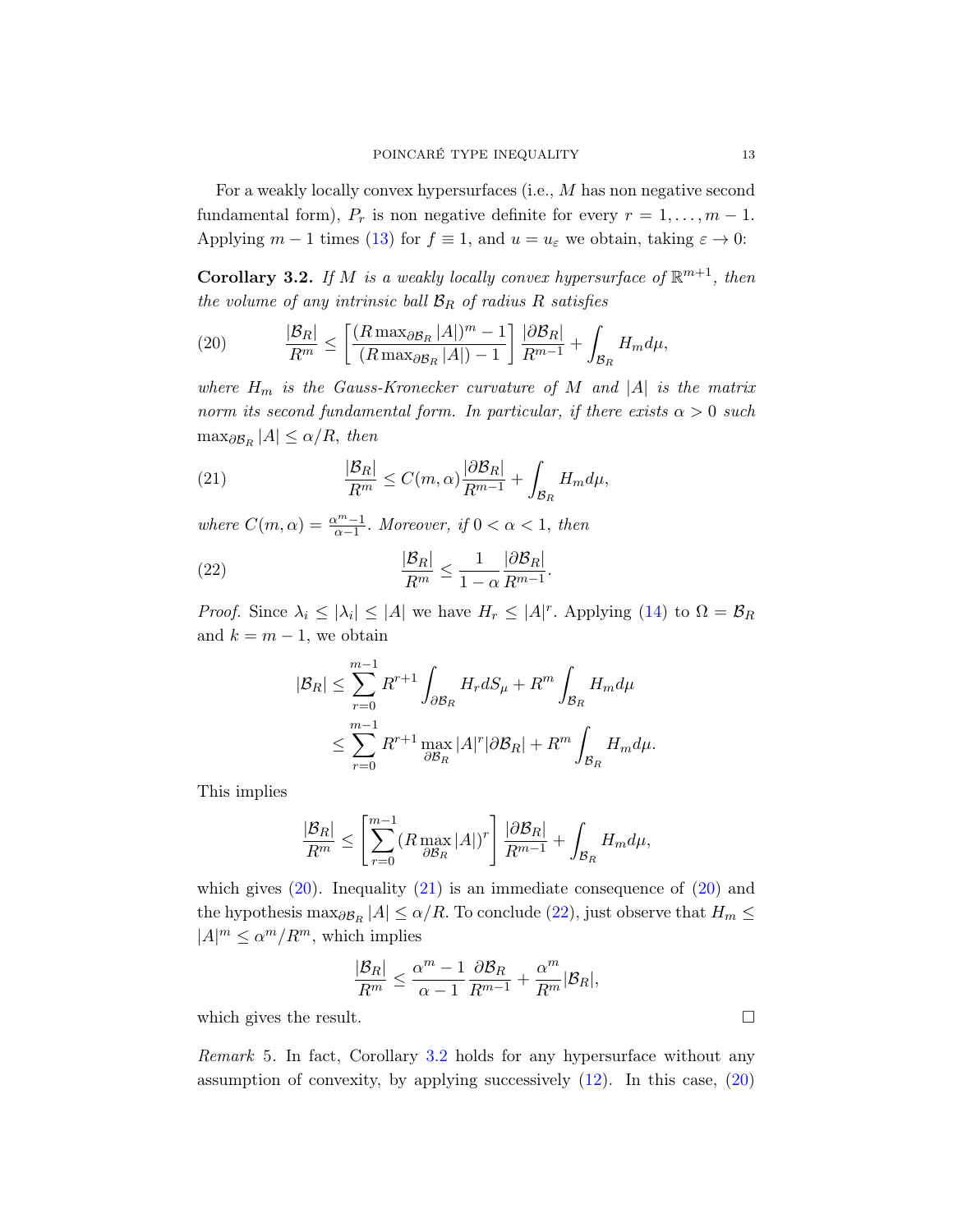For a weakly locally convex hypersurfaces (i.e., $M$ has non negative second fundamental form), $P_r$ is non negative definite for every $r = 1, \ldots, m-1$. Applying $m-1$ times (13) for $f \equiv 1$, and $u = u_\varepsilon$ we obtain, taking $\varepsilon \to 0$:

**Corollary 3.2.** *If $M$ is a weakly locally convex hypersurface of $\mathbb{R}^{m+1}$, then the volume of any intrinsic ball $\mathcal{B}_R$ of radius $R$ satisfies*

$$\frac{|\mathcal{B}_R|}{R^m} \leq \left[\frac{(R\max_{\partial\mathcal{B}_R}|A|)^m - 1}{(R\max_{\partial\mathcal{B}_R}|A|) - 1}\right]\frac{|\partial\mathcal{B}_R|}{R^{m-1}} + \int_{\mathcal{B}_R} H_m d\mu, \tag{20}$$

*where $H_m$ is the Gauss-Kronecker curvature of $M$ and $|A|$ is the matrix norm its second fundamental form. In particular, if there exists $\alpha > 0$ such $\max_{\partial\mathcal{B}_R}|A| \leq \alpha/R$, then*

$$\frac{|\mathcal{B}_R|}{R^m} \leq C(m,\alpha)\frac{|\partial\mathcal{B}_R|}{R^{m-1}} + \int_{\mathcal{B}_R} H_m d\mu, \tag{21}$$

*where $C(m,\alpha) = \frac{\alpha^m - 1}{\alpha - 1}$. Moreover, if $0 < \alpha < 1$, then*

$$\frac{|\mathcal{B}_R|}{R^m} \leq \frac{1}{1-\alpha}\frac{|\partial\mathcal{B}_R|}{R^{m-1}}. \tag{22}$$

*Proof.* Since $\lambda_i \leq |\lambda_i| \leq |A|$ we have $H_r \leq |A|^r$. Applying (14) to $\Omega = \mathcal{B}_R$ and $k = m-1$, we obtain

$$\begin{aligned}
|\mathcal{B}_R| &\leq \sum_{r=0}^{m-1} R^{r+1}\int_{\partial\mathcal{B}_R} H_r dS_\mu + R^m\int_{\mathcal{B}_R} H_m d\mu \\
&\leq \sum_{r=0}^{m-1} R^{r+1}\max_{\partial\mathcal{B}_R}|A|^r|\partial\mathcal{B}_R| + R^m\int_{\mathcal{B}_R} H_m d\mu.
\end{aligned}$$

This implies

$$\frac{|\mathcal{B}_R|}{R^m} \leq \left[\sum_{r=0}^{m-1}(R\max_{\partial\mathcal{B}_R}|A|)^r\right]\frac{|\partial\mathcal{B}_R|}{R^{m-1}} + \int_{\mathcal{B}_R} H_m d\mu,$$

which gives (20). Inequality (21) is an immediate consequence of (20) and the hypothesis $\max_{\partial\mathcal{B}_R}|A| \leq \alpha/R$. To conclude (22), just observe that $H_m \leq |A|^m \leq \alpha^m/R^m$, which implies

$$\frac{|\mathcal{B}_R|}{R^m} \leq \frac{\alpha^m - 1}{\alpha - 1}\frac{\partial\mathcal{B}_R}{R^{m-1}} + \frac{\alpha^m}{R^m}|\mathcal{B}_R|,$$

which gives the result. $\square$

*Remark* 5. In fact, Corollary 3.2 holds for any hypersurface without any assumption of convexity, by applying successively (12). In this case, (20)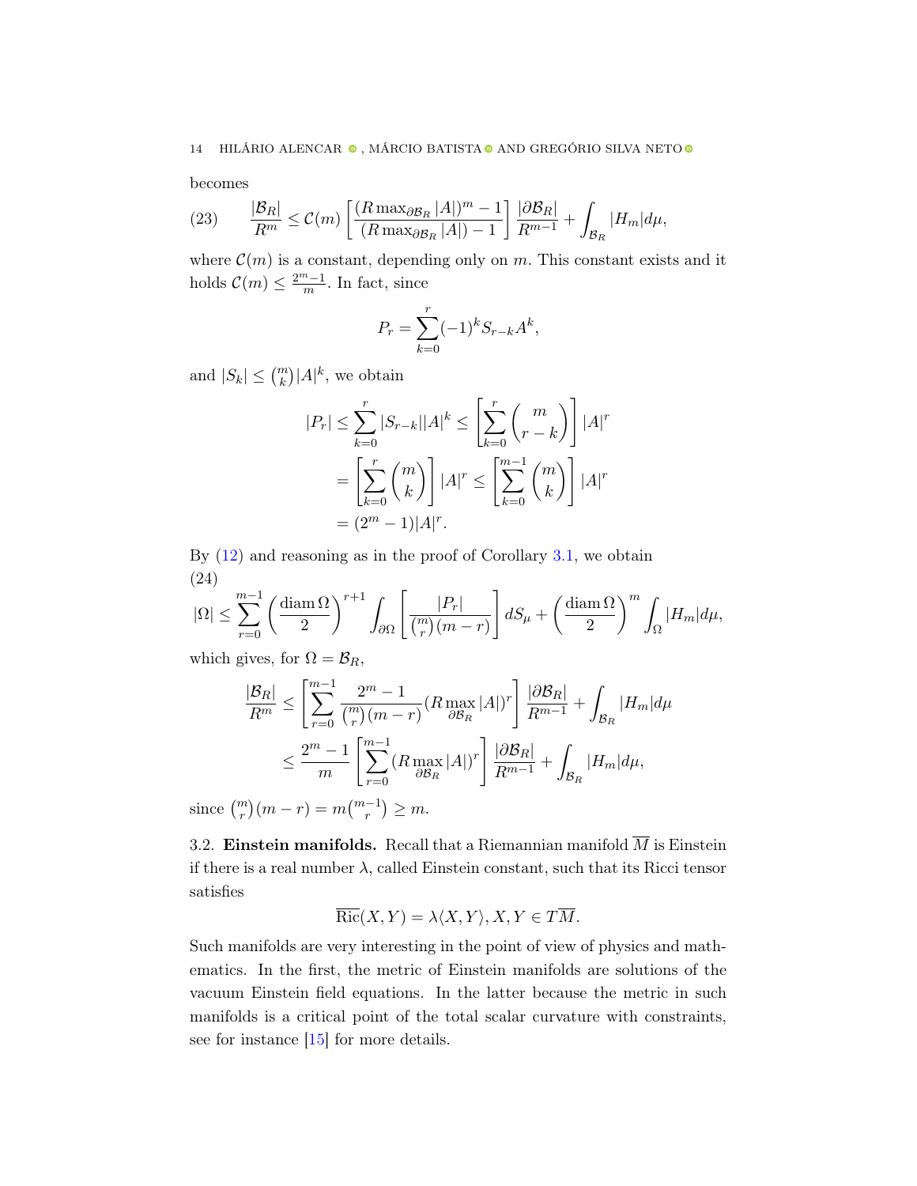becomes

$$\frac{|\mathcal{B}_R|}{R^m} \leq \mathcal{C}(m)\left[\frac{(R\max_{\partial\mathcal{B}_R}|A|)^m - 1}{(R\max_{\partial\mathcal{B}_R}|A|) - 1}\right]\frac{|\partial\mathcal{B}_R|}{R^{m-1}} + \int_{\mathcal{B}_R}|H_m|d\mu, \tag{23}$$

where $\mathcal{C}(m)$ is a constant, depending only on $m$. This constant exists and it holds $\mathcal{C}(m) \leq \frac{2^m-1}{m}$. In fact, since

$$P_r = \sum_{k=0}^{r}(-1)^k S_{r-k}A^k,$$

and $|S_k| \leq \binom{m}{k}|A|^k$, we obtain

$$\begin{aligned}
|P_r| \leq \sum_{k=0}^{r}|S_{r-k}||A|^k &\leq \left[\sum_{k=0}^{r}\binom{m}{r-k}\right]|A|^r \\
&= \left[\sum_{k=0}^{r}\binom{m}{k}\right]|A|^r \leq \left[\sum_{k=0}^{m-1}\binom{m}{k}\right]|A|^r \\
&= (2^m - 1)|A|^r.
\end{aligned}$$

By (12) and reasoning as in the proof of Corollary 3.1, we obtain

$$|\Omega| \leq \sum_{r=0}^{m-1}\left(\frac{\operatorname{diam}\Omega}{2}\right)^{r+1}\int_{\partial\Omega}\left[\frac{|P_r|}{\binom{m}{r}(m-r)}\right]dS_\mu + \left(\frac{\operatorname{diam}\Omega}{2}\right)^m\int_\Omega|H_m|d\mu, \tag{24}$$

which gives, for $\Omega = \mathcal{B}_R$,

$$\begin{aligned}
\frac{|\mathcal{B}_R|}{R^m} &\leq \left[\sum_{r=0}^{m-1}\frac{2^m-1}{\binom{m}{r}(m-r)}(R\max_{\partial\mathcal{B}_R}|A|)^r\right]\frac{|\partial\mathcal{B}_R|}{R^{m-1}} + \int_{\mathcal{B}_R}|H_m|d\mu \\
&\leq \frac{2^m-1}{m}\left[\sum_{r=0}^{m-1}(R\max_{\partial\mathcal{B}_R}|A|)^r\right]\frac{|\partial\mathcal{B}_R|}{R^{m-1}} + \int_{\mathcal{B}_R}|H_m|d\mu,
\end{aligned}$$

since $\binom{m}{r}(m-r) = m\binom{m-1}{r} \geq m$.

### 3.2. Einstein manifolds.

Recall that a Riemannian manifold $\overline{M}$ is Einstein if there is a real number $\lambda$, called Einstein constant, such that its Ricci tensor satisfies

$$\overline{\mathrm{Ric}}(X,Y) = \lambda\langle X,Y\rangle, X,Y \in T\overline{M}.$$

Such manifolds are very interesting in the point of view of physics and mathematics. In the first, the metric of Einstein manifolds are solutions of the vacuum Einstein field equations. In the latter because the metric in such manifolds is a critical point of the total scalar curvature with constraints, see for instance [15] for more details.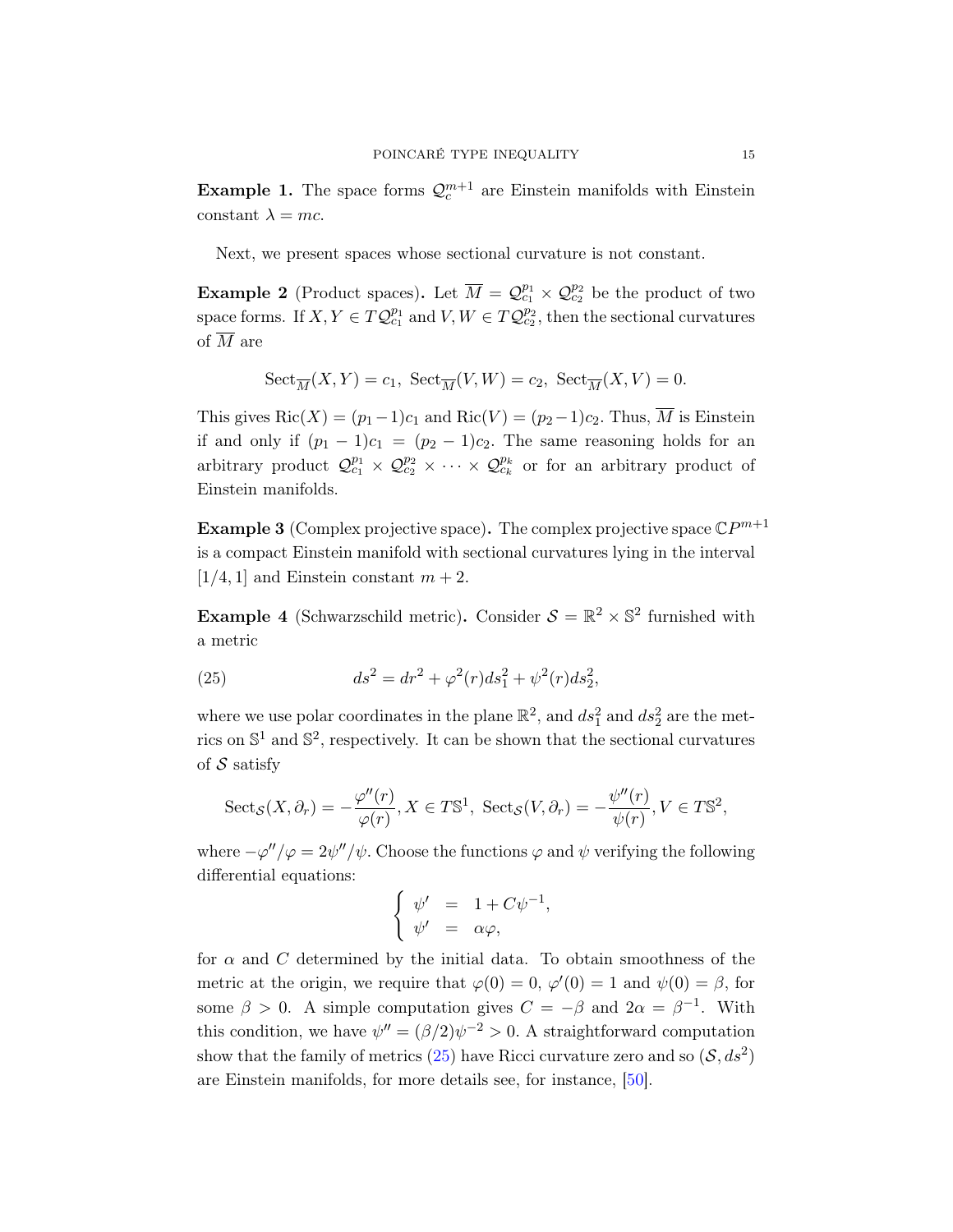**Example 1.** The space forms $\mathcal{Q}_c^{m+1}$ are Einstein manifolds with Einstein constant $\lambda = mc$.

Next, we present spaces whose sectional curvature is not constant.

**Example 2** (Product spaces)**.** Let $\overline{M} = \mathcal{Q}_{c_1}^{p_1} \times \mathcal{Q}_{c_2}^{p_2}$ be the product of two space forms. If $X, Y \in T\mathcal{Q}_{c_1}^{p_1}$ and $V, W \in T\mathcal{Q}_{c_2}^{p_2}$, then the sectional curvatures of $\overline{M}$ are

$$\mathrm{Sect}_{\overline{M}}(X,Y) = c_1,\ \mathrm{Sect}_{\overline{M}}(V,W) = c_2,\ \mathrm{Sect}_{\overline{M}}(X,V) = 0.$$

This gives $\mathrm{Ric}(X) = (p_1 - 1)c_1$ and $\mathrm{Ric}(V) = (p_2 - 1)c_2$. Thus, $\overline{M}$ is Einstein if and only if $(p_1 - 1)c_1 = (p_2 - 1)c_2$. The same reasoning holds for an arbitrary product $\mathcal{Q}_{c_1}^{p_1} \times \mathcal{Q}_{c_2}^{p_2} \times \cdots \times \mathcal{Q}_{c_k}^{p_k}$ or for an arbitrary product of Einstein manifolds.

**Example 3** (Complex projective space)**.** The complex projective space $\mathbb{C}P^{m+1}$ is a compact Einstein manifold with sectional curvatures lying in the interval $[1/4, 1]$ and Einstein constant $m + 2$.

**Example 4** (Schwarzschild metric)**.** Consider $\mathcal{S} = \mathbb{R}^2 \times \mathbb{S}^2$ furnished with a metric

$$ds^2 = dr^2 + \varphi^2(r)ds_1^2 + \psi^2(r)ds_2^2, \tag{25}$$

where we use polar coordinates in the plane $\mathbb{R}^2$, and $ds_1^2$ and $ds_2^2$ are the metrics on $\mathbb{S}^1$ and $\mathbb{S}^2$, respectively. It can be shown that the sectional curvatures of $\mathcal{S}$ satisfy

$$\mathrm{Sect}_{\mathcal{S}}(X, \partial_r) = -\frac{\varphi''(r)}{\varphi(r)}, X \in T\mathbb{S}^1,\ \mathrm{Sect}_{\mathcal{S}}(V, \partial_r) = -\frac{\psi''(r)}{\psi(r)}, V \in T\mathbb{S}^2,$$

where $-\varphi''/\varphi = 2\psi''/\psi$. Choose the functions $\varphi$ and $\psi$ verifying the following differential equations:

$$\begin{cases} \psi' &= 1 + C\psi^{-1}, \\ \psi' &= \alpha\varphi, \end{cases}$$

for $\alpha$ and $C$ determined by the initial data. To obtain smoothness of the metric at the origin, we require that $\varphi(0) = 0$, $\varphi'(0) = 1$ and $\psi(0) = \beta$, for some $\beta > 0$. A simple computation gives $C = -\beta$ and $2\alpha = \beta^{-1}$. With this condition, we have $\psi'' = (\beta/2)\psi^{-2} > 0$. A straightforward computation show that the family of metrics (25) have Ricci curvature zero and so $(\mathcal{S}, ds^2)$ are Einstein manifolds, for more details see, for instance, [50].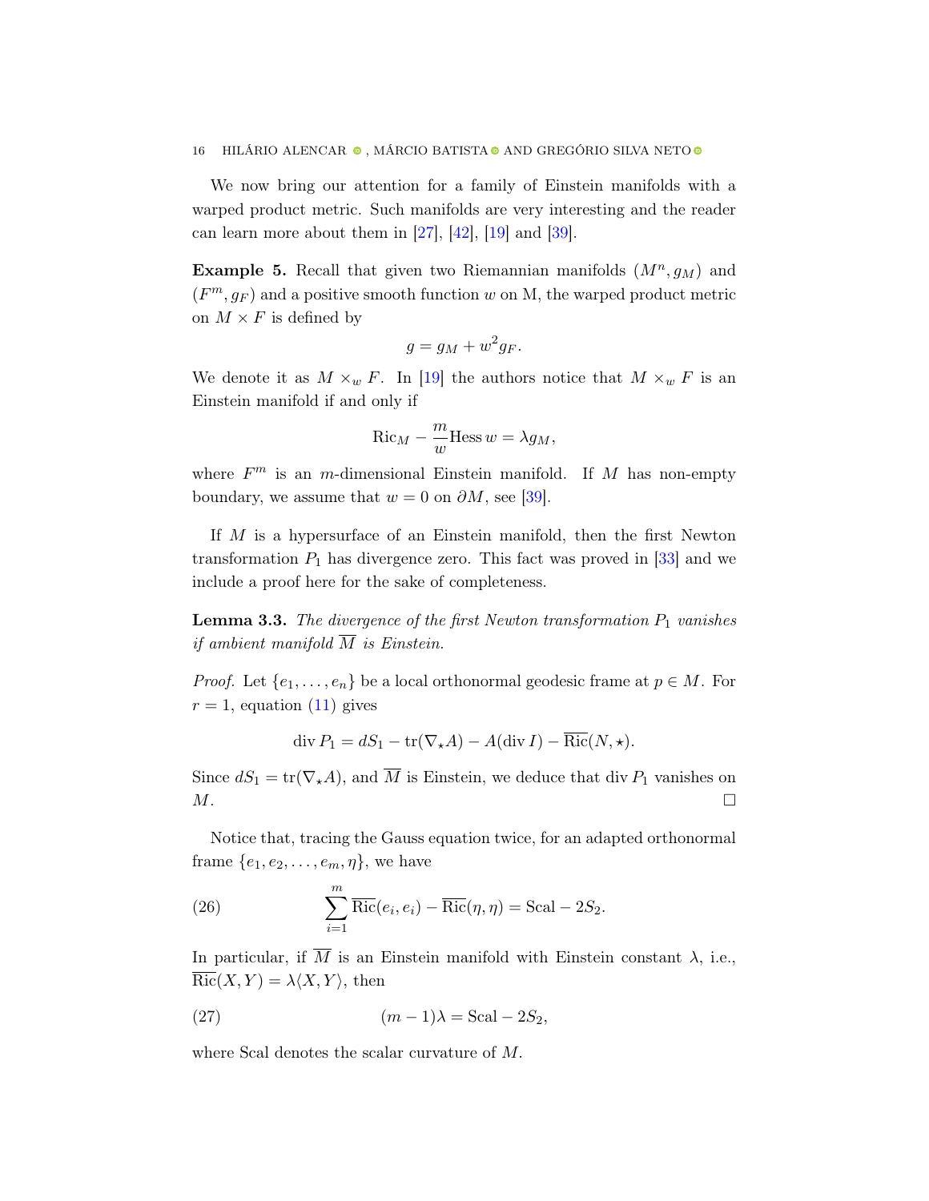We now bring our attention for a family of Einstein manifolds with a warped product metric. Such manifolds are very interesting and the reader can learn more about them in [27], [42], [19] and [39].

**Example 5.** Recall that given two Riemannian manifolds $(M^n, g_M)$ and $(F^m, g_F)$ and a positive smooth function $w$ on M, the warped product metric on $M \times F$ is defined by

$$g = g_M + w^2 g_F.$$

We denote it as $M \times_w F$. In [19] the authors notice that $M \times_w F$ is an Einstein manifold if and only if

$$\mathrm{Ric}_M - \frac{m}{w}\mathrm{Hess}\, w = \lambda g_M,$$

where $F^m$ is an $m$-dimensional Einstein manifold. If $M$ has non-empty boundary, we assume that $w = 0$ on $\partial M$, see [39].

If $M$ is a hypersurface of an Einstein manifold, then the first Newton transformation $P_1$ has divergence zero. This fact was proved in [33] and we include a proof here for the sake of completeness.

**Lemma 3.3.** *The divergence of the first Newton transformation $P_1$ vanishes if ambient manifold $\overline{M}$ is Einstein.*

*Proof.* Let $\{e_1, \ldots, e_n\}$ be a local orthonormal geodesic frame at $p \in M$. For $r = 1$, equation (11) gives

$$\mathrm{div}\, P_1 = dS_1 - \mathrm{tr}(\nabla_\star A) - A(\mathrm{div}\, I) - \overline{\mathrm{Ric}}(N, \star).$$

Since $dS_1 = \mathrm{tr}(\nabla_\star A)$, and $\overline{M}$ is Einstein, we deduce that $\mathrm{div}\, P_1$ vanishes on $M$. $\square$

Notice that, tracing the Gauss equation twice, for an adapted orthonormal frame $\{e_1, e_2, \ldots, e_m, \eta\}$, we have

$$\sum_{i=1}^{m} \overline{\mathrm{Ric}}(e_i, e_i) - \overline{\mathrm{Ric}}(\eta, \eta) = \mathrm{Scal} - 2S_2. \tag{26}$$

In particular, if $\overline{M}$ is an Einstein manifold with Einstein constant $\lambda$, i.e., $\overline{\mathrm{Ric}}(X, Y) = \lambda \langle X, Y \rangle$, then

$$(m-1)\lambda = \mathrm{Scal} - 2S_2, \tag{27}$$

where Scal denotes the scalar curvature of $M$.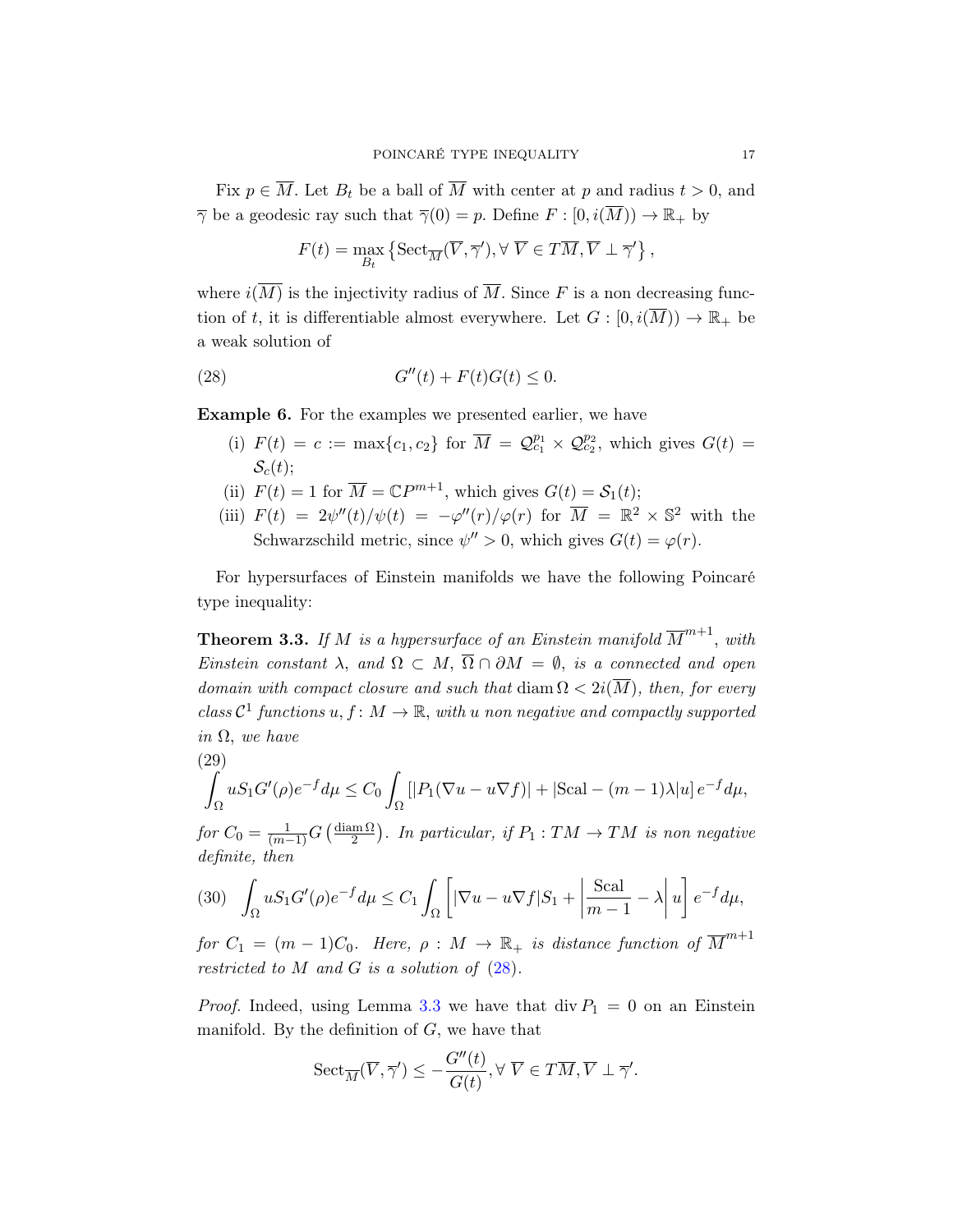Fix $p \in \overline{M}$. Let $B_t$ be a ball of $\overline{M}$ with center at $p$ and radius $t > 0$, and $\overline{\gamma}$ be a geodesic ray such that $\overline{\gamma}(0) = p$. Define $F : [0, i(\overline{M})) \to \mathbb{R}_+$ by

$$F(t) = \max_{B_t} \left\{ \mathrm{Sect}_{\overline{M}}(\overline{V}, \overline{\gamma}'), \forall\, \overline{V} \in T\overline{M}, \overline{V} \perp \overline{\gamma}' \right\},$$

where $i(\overline{M})$ is the injectivity radius of $\overline{M}$. Since $F$ is a non decreasing function of $t$, it is differentiable almost everywhere. Let $G : [0, i(\overline{M})) \to \mathbb{R}_+$ be a weak solution of

$$G''(t) + F(t)G(t) \leq 0. \tag{28}$$

**Example 6.** For the examples we presented earlier, we have

- (i) $F(t) = c := \max\{c_1, c_2\}$ for $\overline{M} = \mathcal{Q}^{p_1}_{c_1} \times \mathcal{Q}^{p_2}_{c_2}$, which gives $G(t) = \mathcal{S}_c(t)$;
- (ii) $F(t) = 1$ for $\overline{M} = \mathbb{C}P^{m+1}$, which gives $G(t) = \mathcal{S}_1(t)$;
- (iii) $F(t) = 2\psi''(t)/\psi(t) = -\varphi''(r)/\varphi(r)$ for $\overline{M} = \mathbb{R}^2 \times \mathbb{S}^2$ with the Schwarzschild metric, since $\psi'' > 0$, which gives $G(t) = \varphi(r)$.

For hypersurfaces of Einstein manifolds we have the following Poincaré type inequality:

**Theorem 3.3.** *If $M$ is a hypersurface of an Einstein manifold $\overline{M}^{m+1}$, with Einstein constant $\lambda$, and $\Omega \subset M$, $\overline{\Omega} \cap \partial M = \emptyset$, is a connected and open domain with compact closure and such that $\operatorname{diam} \Omega < 2i(\overline{M})$, then, for every class $\mathcal{C}^1$ functions $u, f \colon M \to \mathbb{R}$, with $u$ non negative and compactly supported in $\Omega$, we have*

$$\int_\Omega u S_1 G'(\rho) e^{-f} d\mu \leq C_0 \int_\Omega \left[ |P_1(\nabla u - u\nabla f)| + |\mathrm{Scal} - (m-1)\lambda| u \right] e^{-f} d\mu, \tag{29}$$

*for $C_0 = \frac{1}{(m-1)} G\left(\frac{\operatorname{diam} \Omega}{2}\right)$. In particular, if $P_1 : TM \to TM$ is non negative definite, then*

$$\int_\Omega u S_1 G'(\rho) e^{-f} d\mu \leq C_1 \int_\Omega \left[ |\nabla u - u\nabla f| S_1 + \left| \frac{\mathrm{Scal}}{m-1} - \lambda \right| u \right] e^{-f} d\mu, \tag{30}$$

*for $C_1 = (m-1)C_0$. Here, $\rho : M \to \mathbb{R}_+$ is distance function of $\overline{M}^{m+1}$ restricted to $M$ and $G$ is a solution of (28).*

*Proof.* Indeed, using Lemma 3.3 we have that $\operatorname{div} P_1 = 0$ on an Einstein manifold. By the definition of $G$, we have that

$$\mathrm{Sect}_{\overline{M}}(\overline{V}, \overline{\gamma}') \leq -\frac{G''(t)}{G(t)}, \forall\, \overline{V} \in T\overline{M}, \overline{V} \perp \overline{\gamma}'.$$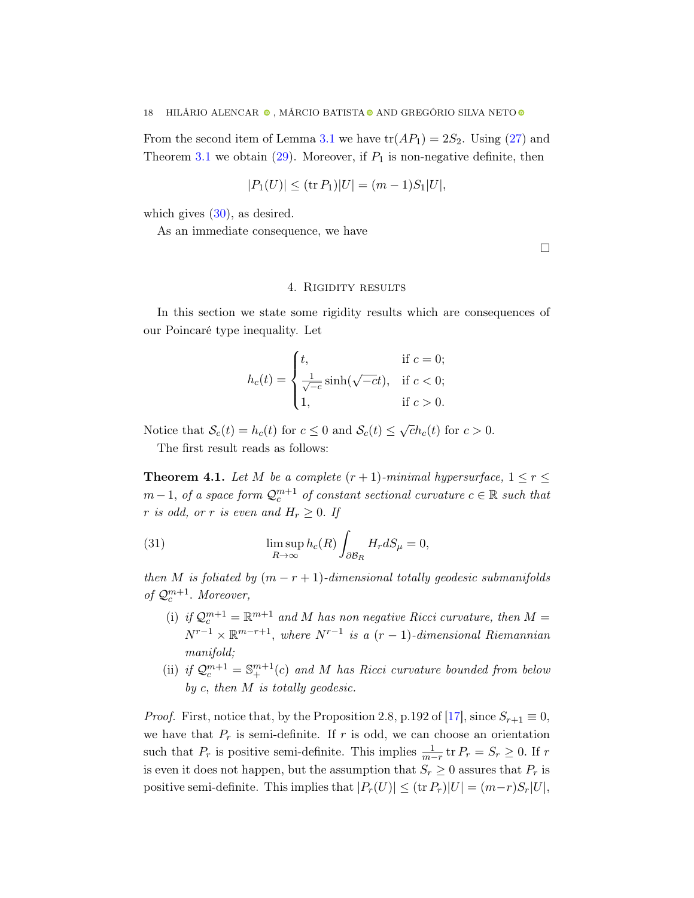From the second item of Lemma 3.1 we have $\operatorname{tr}(AP_1) = 2S_2$. Using (27) and Theorem 3.1 we obtain (29). Moreover, if $P_1$ is non-negative definite, then

$$|P_1(U)| \leq (\operatorname{tr} P_1)|U| = (m-1)S_1|U|,$$

which gives (30), as desired.

As an immediate consequence, we have

$\square$

## 4. Rigidity results

In this section we state some rigidity results which are consequences of our Poincaré type inequality. Let

$$h_c(t) = \begin{cases} t, & \text{if } c = 0; \\ \frac{1}{\sqrt{-c}}\sinh(\sqrt{-c}t), & \text{if } c < 0; \\ 1, & \text{if } c > 0. \end{cases}$$

Notice that $\mathcal{S}_c(t) = h_c(t)$ for $c \leq 0$ and $\mathcal{S}_c(t) \leq \sqrt{c}h_c(t)$ for $c > 0$.

The first result reads as follows:

**Theorem 4.1.** *Let $M$ be a complete $(r+1)$-minimal hypersurface, $1 \leq r \leq m-1$, of a space form $\mathcal{Q}_c^{m+1}$ of constant sectional curvature $c \in \mathbb{R}$ such that $r$ is odd, or $r$ is even and $H_r \geq 0$. If*

$$\limsup_{R\to\infty} h_c(R)\int_{\partial\mathcal{B}_R} H_r dS_\mu = 0, \tag{31}$$

*then $M$ is foliated by $(m-r+1)$-dimensional totally geodesic submanifolds of $\mathcal{Q}_c^{m+1}$. Moreover,*

- (i) *if $\mathcal{Q}_c^{m+1} = \mathbb{R}^{m+1}$ and $M$ has non negative Ricci curvature, then $M = N^{r-1} \times \mathbb{R}^{m-r+1}$, where $N^{r-1}$ is a $(r-1)$-dimensional Riemannian manifold;*
- (ii) *if $\mathcal{Q}_c^{m+1} = \mathbb{S}_+^{m+1}(c)$ and $M$ has Ricci curvature bounded from below by $c$, then $M$ is totally geodesic.*

*Proof.* First, notice that, by the Proposition 2.8, p.192 of [17], since $S_{r+1} \equiv 0$, we have that $P_r$ is semi-definite. If $r$ is odd, we can choose an orientation such that $P_r$ is positive semi-definite. This implies $\frac{1}{m-r}\operatorname{tr} P_r = S_r \geq 0$. If $r$ is even it does not happen, but the assumption that $S_r \geq 0$ assures that $P_r$ is positive semi-definite. This implies that $|P_r(U)| \leq (\operatorname{tr} P_r)|U| = (m-r)S_r|U|$,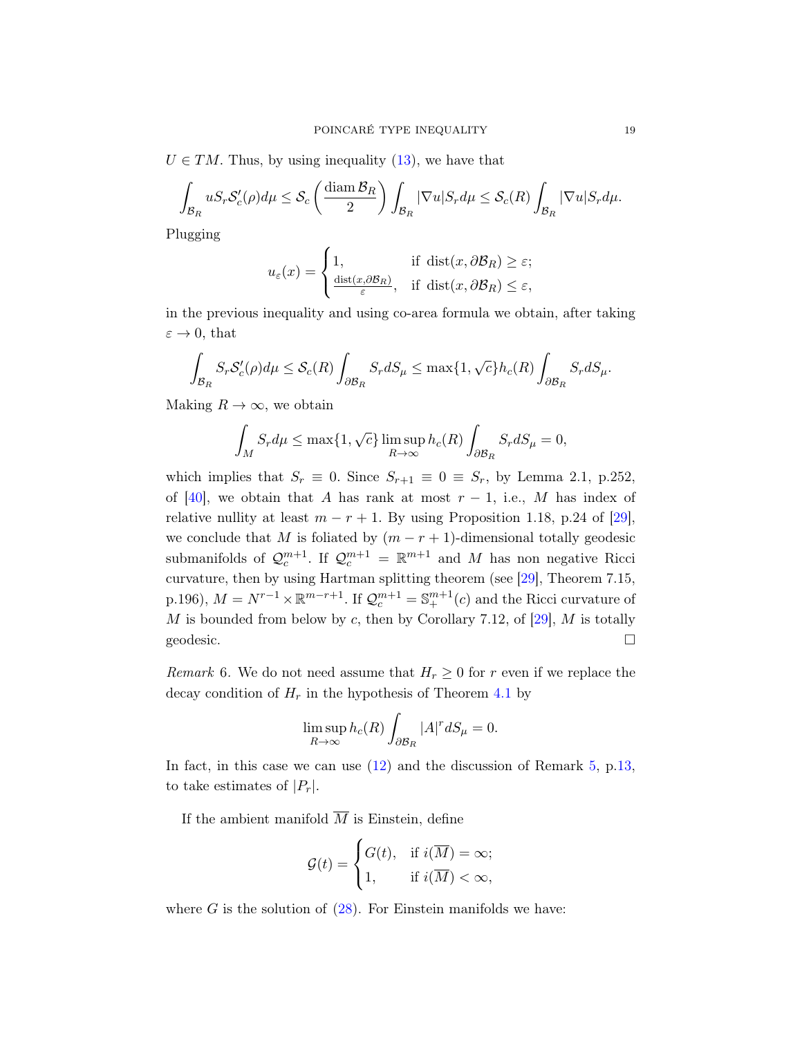$U \in TM$. Thus, by using inequality (13), we have that

$$\int_{\mathcal{B}_R} u S_r \mathcal{S}_c'(\rho) d\mu \leq \mathcal{S}_c\left(\frac{\operatorname{diam} \mathcal{B}_R}{2}\right) \int_{\mathcal{B}_R} |\nabla u| S_r d\mu \leq \mathcal{S}_c(R) \int_{\mathcal{B}_R} |\nabla u| S_r d\mu.$$

Plugging

$$u_\varepsilon(x) = \begin{cases} 1, & \text{if } \operatorname{dist}(x, \partial\mathcal{B}_R) \geq \varepsilon; \\ \frac{\operatorname{dist}(x, \partial\mathcal{B}_R)}{\varepsilon}, & \text{if } \operatorname{dist}(x, \partial\mathcal{B}_R) \leq \varepsilon, \end{cases}$$

in the previous inequality and using co-area formula we obtain, after taking $\varepsilon \to 0$, that

$$\int_{\mathcal{B}_R} S_r \mathcal{S}_c'(\rho) d\mu \leq \mathcal{S}_c(R) \int_{\partial\mathcal{B}_R} S_r dS_\mu \leq \max\{1, \sqrt{c}\} h_c(R) \int_{\partial\mathcal{B}_R} S_r dS_\mu.$$

Making $R \to \infty$, we obtain

$$\int_M S_r d\mu \leq \max\{1, \sqrt{c}\} \limsup_{R\to\infty} h_c(R) \int_{\partial\mathcal{B}_R} S_r dS_\mu = 0,$$

which implies that $S_r \equiv 0$. Since $S_{r+1} \equiv 0 \equiv S_r$, by Lemma 2.1, p.252, of [40], we obtain that $A$ has rank at most $r-1$, i.e., $M$ has index of relative nullity at least $m - r + 1$. By using Proposition 1.18, p.24 of [29], we conclude that $M$ is foliated by $(m-r+1)$-dimensional totally geodesic submanifolds of $\mathcal{Q}_c^{m+1}$. If $\mathcal{Q}_c^{m+1} = \mathbb{R}^{m+1}$ and $M$ has non negative Ricci curvature, then by using Hartman splitting theorem (see [29], Theorem 7.15, p.196), $M = N^{r-1} \times \mathbb{R}^{m-r+1}$. If $\mathcal{Q}_c^{m+1} = \mathbb{S}_+^{m+1}(c)$ and the Ricci curvature of $M$ is bounded from below by $c$, then by Corollary 7.12, of [29], $M$ is totally geodesic. $\square$

*Remark* 6. We do not need assume that $H_r \geq 0$ for $r$ even if we replace the decay condition of $H_r$ in the hypothesis of Theorem 4.1 by

$$\limsup_{R\to\infty} h_c(R) \int_{\partial\mathcal{B}_R} |A|^r dS_\mu = 0.$$

In fact, in this case we can use (12) and the discussion of Remark 5, p.13, to take estimates of $|P_r|$.

If the ambient manifold $\overline{M}$ is Einstein, define

$$\mathcal{G}(t) = \begin{cases} G(t), & \text{if } i(\overline{M}) = \infty; \\ 1, & \text{if } i(\overline{M}) < \infty, \end{cases}$$

where $G$ is the solution of (28). For Einstein manifolds we have: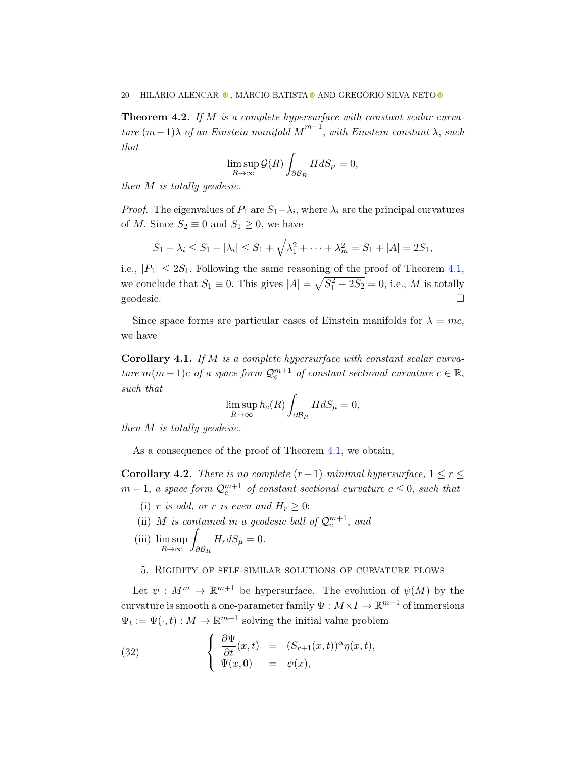**Theorem 4.2.** *If $M$ is a complete hypersurface with constant scalar curvature $(m-1)\lambda$ of an Einstein manifold $\overline{M}^{m+1}$, with Einstein constant $\lambda$, such that*

$$\limsup_{R\to\infty} \mathcal{G}(R)\int_{\partial\mathcal{B}_R} H dS_\mu = 0,$$

*then $M$ is totally geodesic.*

*Proof.* The eigenvalues of $P_1$ are $S_1-\lambda_i$, where $\lambda_i$ are the principal curvatures of $M$. Since $S_2\equiv 0$ and $S_1\geq 0$, we have

$$S_1-\lambda_i \leq S_1+|\lambda_i| \leq S_1+\sqrt{\lambda_1^2+\cdots+\lambda_m^2} = S_1+|A| = 2S_1,$$

i.e., $|P_1|\leq 2S_1$. Following the same reasoning of the proof of Theorem 4.1, we conclude that $S_1\equiv 0$. This gives $|A|=\sqrt{S_1^2-2S_2}=0$, i.e., $M$ is totally geodesic. □

Since space forms are particular cases of Einstein manifolds for $\lambda = mc$, we have

**Corollary 4.1.** *If $M$ is a complete hypersurface with constant scalar curvature $m(m-1)c$ of a space form $\mathcal{Q}_c^{m+1}$ of constant sectional curvature $c\in\mathbb{R}$, such that*

$$\limsup_{R\to\infty} h_c(R)\int_{\partial\mathcal{B}_R} H dS_\mu = 0,$$

*then $M$ is totally geodesic.*

As a consequence of the proof of Theorem 4.1, we obtain,

**Corollary 4.2.** *There is no complete $(r+1)$-minimal hypersurface, $1\leq r\leq m-1$, a space form $\mathcal{Q}_c^{m+1}$ of constant sectional curvature $c\leq 0$, such that*

(i) *$r$ is odd, or $r$ is even and $H_r\geq 0$;*

(ii) *$M$ is contained in a geodesic ball of $\mathcal{Q}_c^{m+1}$, and*

(iii) $\displaystyle\limsup_{R\to\infty}\int_{\partial\mathcal{B}_R} H_r dS_\mu = 0.$

## 5. Rigidity of self-similar solutions of curvature flows

Let $\psi : M^m \to \mathbb{R}^{m+1}$ be hypersurface. The evolution of $\psi(M)$ by the curvature is smooth a one-parameter family $\Psi : M\times I\to\mathbb{R}^{m+1}$ of immersions $\Psi_t := \Psi(\cdot,t) : M\to\mathbb{R}^{m+1}$ solving the initial value problem

$$\left\{\begin{array}{rcl} \dfrac{\partial\Psi}{\partial t}(x,t) & = & (S_{r+1}(x,t))^\alpha\eta(x,t), \\ \Psi(x,0) & = & \psi(x), \end{array}\right. \tag{32}$$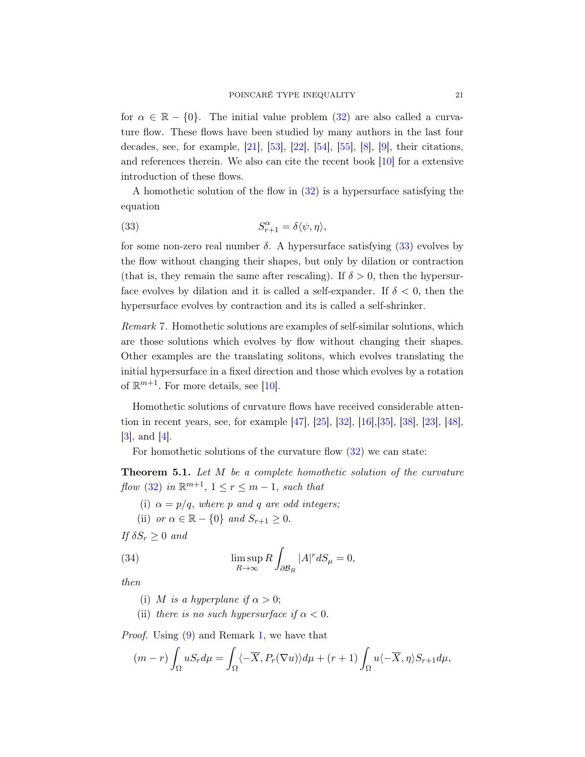for $\alpha \in \mathbb{R} - \{0\}$. The initial value problem (32) are also called a curvature flow. These flows have been studied by many authors in the last four decades, see, for example, [21], [53], [22], [54], [55], [8], [9], their citations, and references therein. We also can cite the recent book [10] for a extensive introduction of these flows.

A homothetic solution of the flow in (32) is a hypersurface satisfying the equation

$$S_{r+1}^{\alpha} = \delta\langle \psi, \eta\rangle, \tag{33}$$

for some non-zero real number $\delta$. A hypersurface satisfying (33) evolves by the flow without changing their shapes, but only by dilation or contraction (that is, they remain the same after rescaling). If $\delta > 0$, then the hypersurface evolves by dilation and it is called a self-expander. If $\delta < 0$, then the hypersurface evolves by contraction and its is called a self-shrinker.

*Remark* 7. Homothetic solutions are examples of self-similar solutions, which are those solutions which evolves by flow without changing their shapes. Other examples are the translating solitons, which evolves translating the initial hypersurface in a fixed direction and those which evolves by a rotation of $\mathbb{R}^{m+1}$. For more details, see [10].

Homothetic solutions of curvature flows have received considerable attention in recent years, see, for example [47], [25], [32], [16],[35], [38], [23], [48], [3], and [4].

For homothetic solutions of the curvature flow (32) we can state:

**Theorem 5.1.** *Let $M$ be a complete homothetic solution of the curvature flow (32) in $\mathbb{R}^{m+1}$, $1 \leq r \leq m-1$, such that*

(i) *$\alpha = p/q$, where $p$ and $q$ are odd integers;*

(ii) *or $\alpha \in \mathbb{R} - \{0\}$ and $S_{r+1} \geq 0$.*

*If $\delta S_r \geq 0$ and*

$$\limsup_{R\to\infty} R\int_{\partial\mathcal{B}_R} |A|^r dS_\mu = 0, \tag{34}$$

*then*

(i) *$M$ is a hyperplane if $\alpha > 0$;*

(ii) *there is no such hypersurface if $\alpha < 0$.*

*Proof.* Using (9) and Remark 1, we have that

$$(m-r)\int_\Omega uS_r d\mu = \int_\Omega \langle -\overline{X}, P_r(\nabla u)\rangle d\mu + (r+1)\int_\Omega u\langle -\overline{X}, \eta\rangle S_{r+1} d\mu,$$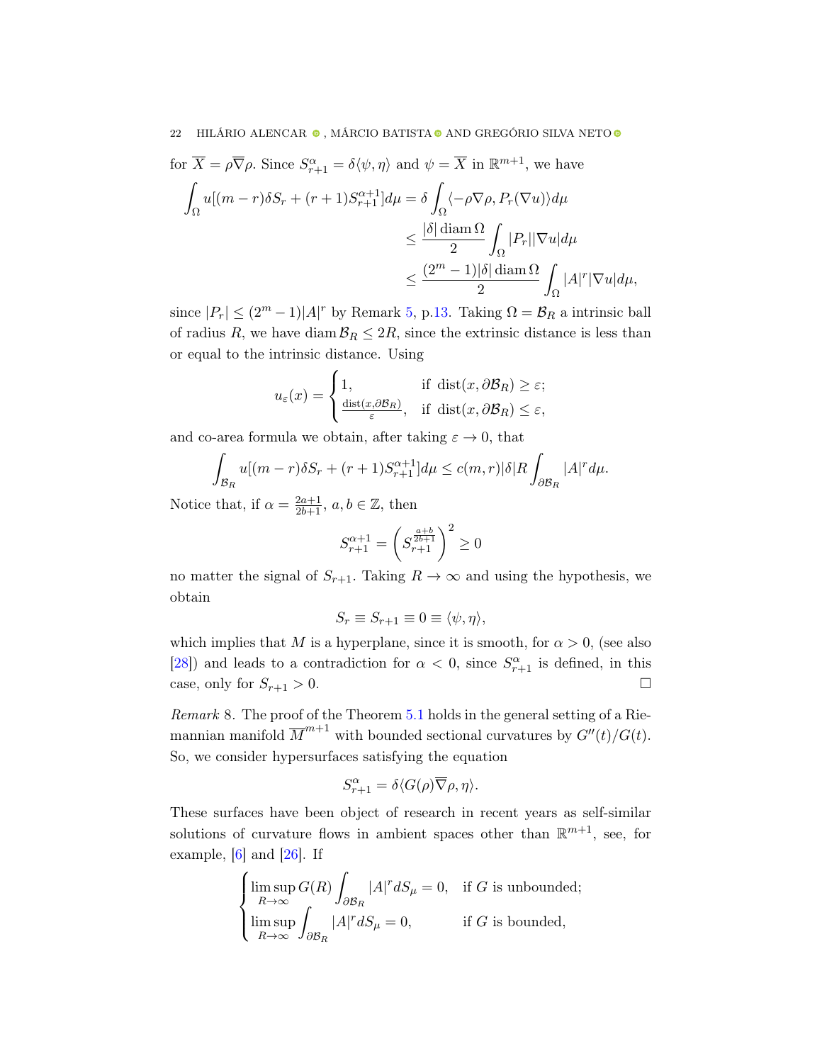for $\overline{X} = \rho\overline{\nabla}\rho$. Since $S_{r+1}^{\alpha} = \delta\langle \psi, \eta\rangle$ and $\psi = \overline{X}$ in $\mathbb{R}^{m+1}$, we have

$$
\begin{aligned}
\int_\Omega u[(m-r)\delta S_r + (r+1)S_{r+1}^{\alpha+1}]d\mu &= \delta \int_\Omega \langle -\rho\nabla\rho, P_r(\nabla u)\rangle d\mu \\
&\leq \frac{|\delta|\operatorname{diam}\Omega}{2}\int_\Omega |P_r||\nabla u| d\mu \\
&\leq \frac{(2^m-1)|\delta|\operatorname{diam}\Omega}{2}\int_\Omega |A|^r|\nabla u| d\mu,
\end{aligned}
$$

since $|P_r| \leq (2^m-1)|A|^r$ by Remark 5, p.13. Taking $\Omega = \mathcal{B}_R$ a intrinsic ball of radius $R$, we have $\operatorname{diam}\mathcal{B}_R \leq 2R$, since the extrinsic distance is less than or equal to the intrinsic distance. Using

$$
u_\varepsilon(x) = \begin{cases} 1, & \text{if } \operatorname{dist}(x, \partial\mathcal{B}_R) \geq \varepsilon; \\ \frac{\operatorname{dist}(x,\partial\mathcal{B}_R)}{\varepsilon}, & \text{if } \operatorname{dist}(x,\partial\mathcal{B}_R) \leq \varepsilon, \end{cases}
$$

and co-area formula we obtain, after taking $\varepsilon \to 0$, that

$$
\int_{\mathcal{B}_R} u[(m-r)\delta S_r + (r+1)S_{r+1}^{\alpha+1}]d\mu \leq c(m,r)|\delta| R\int_{\partial\mathcal{B}_R} |A|^r d\mu.
$$

Notice that, if $\alpha = \frac{2a+1}{2b+1}$, $a, b \in \mathbb{Z}$, then

$$
S_{r+1}^{\alpha+1} = \left(S_{r+1}^{\frac{a+b}{2b+1}}\right)^2 \geq 0
$$

no matter the signal of $S_{r+1}$. Taking $R \to \infty$ and using the hypothesis, we obtain

$$
S_r \equiv S_{r+1} \equiv 0 \equiv \langle \psi, \eta\rangle,
$$

which implies that $M$ is a hyperplane, since it is smooth, for $\alpha > 0$, (see also [28]) and leads to a contradiction for $\alpha < 0$, since $S_{r+1}^{\alpha}$ is defined, in this case, only for $S_{r+1} > 0$. $\square$

*Remark* 8. The proof of the Theorem 5.1 holds in the general setting of a Riemannian manifold $\overline{M}^{m+1}$ with bounded sectional curvatures by $G''(t)/G(t)$. So, we consider hypersurfaces satisfying the equation

$$
S_{r+1}^{\alpha} = \delta\langle G(\rho)\overline{\nabla}\rho, \eta\rangle.
$$

These surfaces have been object of research in recent years as self-similar solutions of curvature flows in ambient spaces other than $\mathbb{R}^{m+1}$, see, for example, [6] and [26]. If

$$
\begin{cases} \limsup\limits_{R\to\infty} G(R)\displaystyle\int_{\partial\mathcal{B}_R} |A|^r dS_\mu = 0, & \text{if } G \text{ is unbounded;} \\ \limsup\limits_{R\to\infty} \displaystyle\int_{\partial\mathcal{B}_R} |A|^r dS_\mu = 0, & \text{if } G \text{ is bounded,} \end{cases}
$$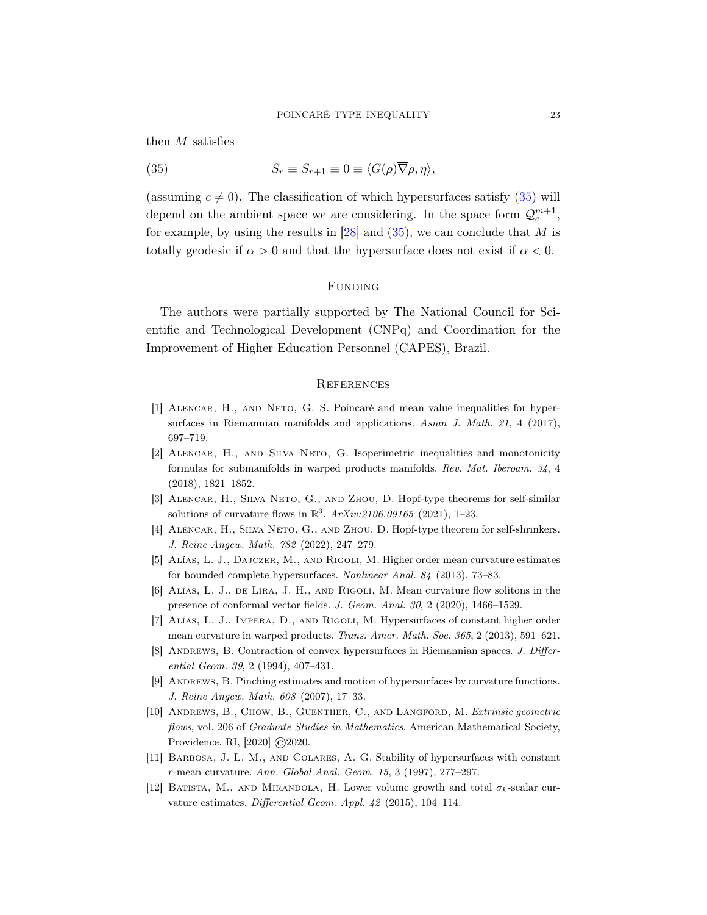then $M$ satisfies

$$S_r \equiv S_{r+1} \equiv 0 \equiv \langle G(\rho)\overline{\nabla}\rho, \eta\rangle, \tag{35}$$

(assuming $c \neq 0$). The classification of which hypersurfaces satisfy (35) will depend on the ambient space we are considering. In the space form $\mathcal{Q}_c^{m+1}$, for example, by using the results in [28] and (35), we can conclude that $M$ is totally geodesic if $\alpha > 0$ and that the hypersurface does not exist if $\alpha < 0$.

## Funding

The authors were partially supported by The National Council for Scientific and Technological Development (CNPq) and Coordination for the Improvement of Higher Education Personnel (CAPES), Brazil.

## References

[1] Alencar, H., and Neto, G. S. Poincaré and mean value inequalities for hypersurfaces in Riemannian manifolds and applications. *Asian J. Math. 21*, 4 (2017), 697–719.

[2] Alencar, H., and Silva Neto, G. Isoperimetric inequalities and monotonicity formulas for submanifolds in warped products manifolds. *Rev. Mat. Iberoam. 34*, 4 (2018), 1821–1852.

[3] Alencar, H., Silva Neto, G., and Zhou, D. Hopf-type theorems for self-similar solutions of curvature flows in $\mathbb{R}^3$. *ArXiv:2106.09165* (2021), 1–23.

[4] Alencar, H., Silva Neto, G., and Zhou, D. Hopf-type theorem for self-shrinkers. *J. Reine Angew. Math. 782* (2022), 247–279.

[5] Alías, L. J., Dajczer, M., and Rigoli, M. Higher order mean curvature estimates for bounded complete hypersurfaces. *Nonlinear Anal. 84* (2013), 73–83.

[6] Alías, L. J., de Lira, J. H., and Rigoli, M. Mean curvature flow solitons in the presence of conformal vector fields. *J. Geom. Anal. 30*, 2 (2020), 1466–1529.

[7] Alías, L. J., Impera, D., and Rigoli, M. Hypersurfaces of constant higher order mean curvature in warped products. *Trans. Amer. Math. Soc. 365*, 2 (2013), 591–621.

[8] Andrews, B. Contraction of convex hypersurfaces in Riemannian spaces. *J. Differential Geom. 39*, 2 (1994), 407–431.

[9] Andrews, B. Pinching estimates and motion of hypersurfaces by curvature functions. *J. Reine Angew. Math. 608* (2007), 17–33.

[10] Andrews, B., Chow, B., Guenther, C., and Langford, M. *Extrinsic geometric flows*, vol. 206 of *Graduate Studies in Mathematics*. American Mathematical Society, Providence, RI, [2020] ©2020.

[11] Barbosa, J. L. M., and Colares, A. G. Stability of hypersurfaces with constant $r$-mean curvature. *Ann. Global Anal. Geom. 15*, 3 (1997), 277–297.

[12] Batista, M., and Mirandola, H. Lower volume growth and total $\sigma_k$-scalar curvature estimates. *Differential Geom. Appl. 42* (2015), 104–114.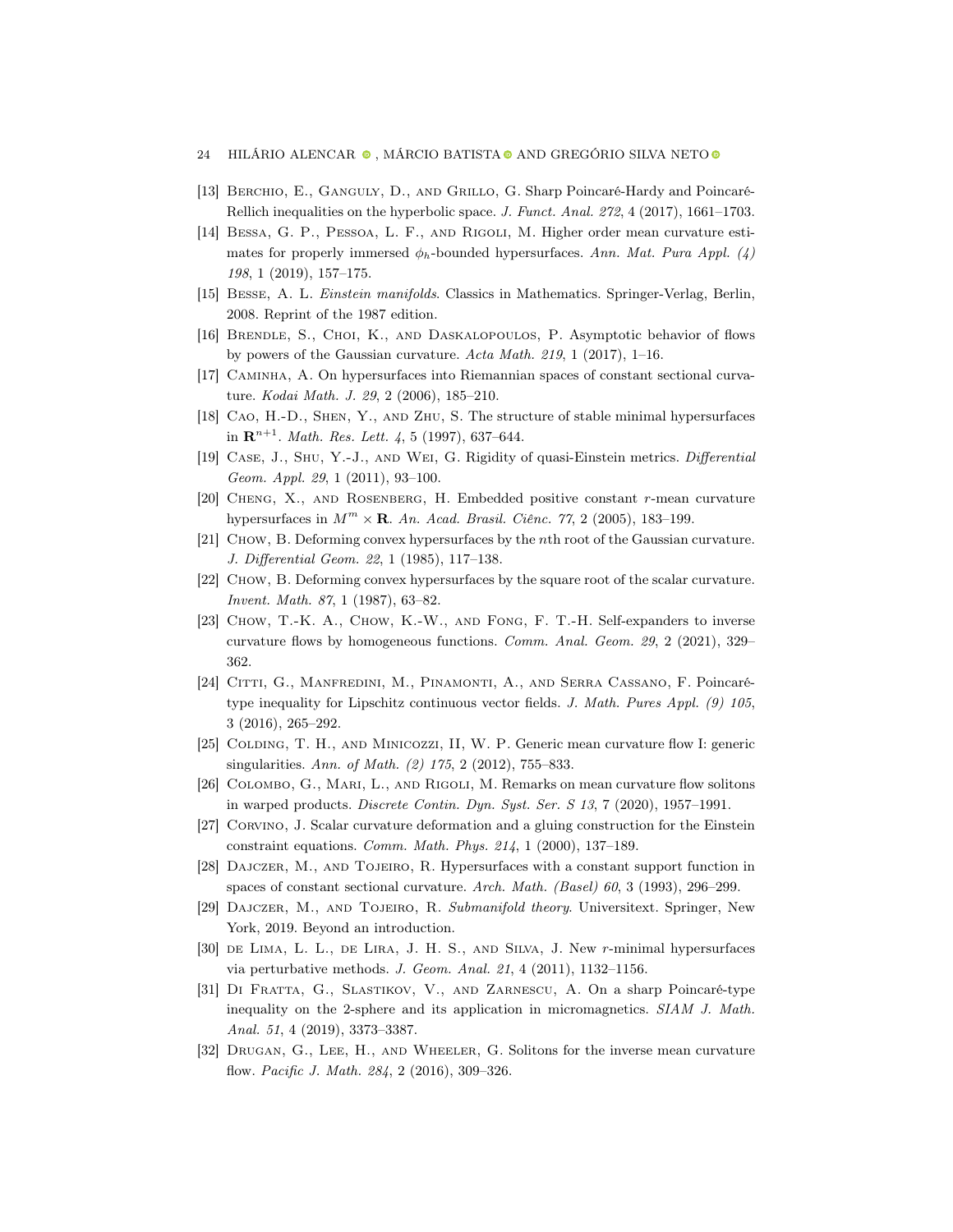[13] Berchio, E., Ganguly, D., and Grillo, G. Sharp Poincaré-Hardy and Poincaré-Rellich inequalities on the hyperbolic space. *J. Funct. Anal. 272*, 4 (2017), 1661–1703.

[14] Bessa, G. P., Pessoa, L. F., and Rigoli, M. Higher order mean curvature estimates for properly immersed $\phi_h$-bounded hypersurfaces. *Ann. Mat. Pura Appl. (4) 198*, 1 (2019), 157–175.

[15] Besse, A. L. *Einstein manifolds*. Classics in Mathematics. Springer-Verlag, Berlin, 2008. Reprint of the 1987 edition.

[16] Brendle, S., Choi, K., and Daskalopoulos, P. Asymptotic behavior of flows by powers of the Gaussian curvature. *Acta Math. 219*, 1 (2017), 1–16.

[17] Caminha, A. On hypersurfaces into Riemannian spaces of constant sectional curvature. *Kodai Math. J. 29*, 2 (2006), 185–210.

[18] Cao, H.-D., Shen, Y., and Zhu, S. The structure of stable minimal hypersurfaces in $\mathbf{R}^{n+1}$. *Math. Res. Lett. 4*, 5 (1997), 637–644.

[19] Case, J., Shu, Y.-J., and Wei, G. Rigidity of quasi-Einstein metrics. *Differential Geom. Appl. 29*, 1 (2011), 93–100.

[20] Cheng, X., and Rosenberg, H. Embedded positive constant $r$-mean curvature hypersurfaces in $M^m \times \mathbf{R}$. *An. Acad. Brasil. Ciênc. 77*, 2 (2005), 183–199.

[21] Chow, B. Deforming convex hypersurfaces by the $n$th root of the Gaussian curvature. *J. Differential Geom. 22*, 1 (1985), 117–138.

[22] Chow, B. Deforming convex hypersurfaces by the square root of the scalar curvature. *Invent. Math. 87*, 1 (1987), 63–82.

[23] Chow, T.-K. A., Chow, K.-W., and Fong, F. T.-H. Self-expanders to inverse curvature flows by homogeneous functions. *Comm. Anal. Geom. 29*, 2 (2021), 329–362.

[24] Citti, G., Manfredini, M., Pinamonti, A., and Serra Cassano, F. Poincaré-type inequality for Lipschitz continuous vector fields. *J. Math. Pures Appl. (9) 105*, 3 (2016), 265–292.

[25] Colding, T. H., and Minicozzi, II, W. P. Generic mean curvature flow I: generic singularities. *Ann. of Math. (2) 175*, 2 (2012), 755–833.

[26] Colombo, G., Mari, L., and Rigoli, M. Remarks on mean curvature flow solitons in warped products. *Discrete Contin. Dyn. Syst. Ser. S 13*, 7 (2020), 1957–1991.

[27] Corvino, J. Scalar curvature deformation and a gluing construction for the Einstein constraint equations. *Comm. Math. Phys. 214*, 1 (2000), 137–189.

[28] Dajczer, M., and Tojeiro, R. Hypersurfaces with a constant support function in spaces of constant sectional curvature. *Arch. Math. (Basel) 60*, 3 (1993), 296–299.

[29] Dajczer, M., and Tojeiro, R. *Submanifold theory*. Universitext. Springer, New York, 2019. Beyond an introduction.

[30] de Lima, L. L., de Lira, J. H. S., and Silva, J. New $r$-minimal hypersurfaces via perturbative methods. *J. Geom. Anal. 21*, 4 (2011), 1132–1156.

[31] Di Fratta, G., Slastikov, V., and Zarnescu, A. On a sharp Poincaré-type inequality on the 2-sphere and its application in micromagnetics. *SIAM J. Math. Anal. 51*, 4 (2019), 3373–3387.

[32] Drugan, G., Lee, H., and Wheeler, G. Solitons for the inverse mean curvature flow. *Pacific J. Math. 284*, 2 (2016), 309–326.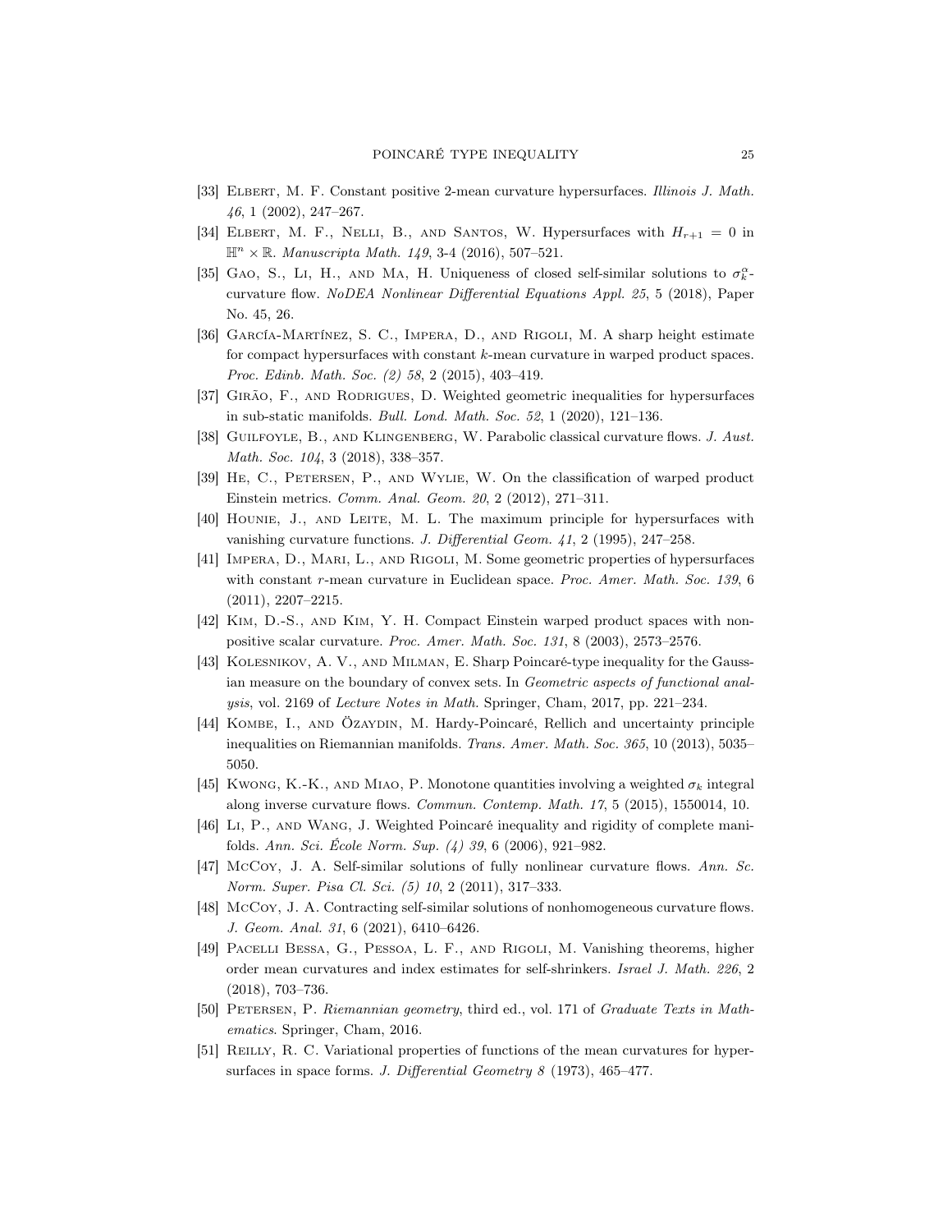[33] Elbert, M. F. Constant positive 2-mean curvature hypersurfaces. *Illinois J. Math. 46*, 1 (2002), 247–267.

[34] Elbert, M. F., Nelli, B., and Santos, W. Hypersurfaces with $H_{r+1} = 0$ in $\mathbb{H}^n \times \mathbb{R}$. *Manuscripta Math. 149*, 3-4 (2016), 507–521.

[35] Gao, S., Li, H., and Ma, H. Uniqueness of closed self-similar solutions to $\sigma_k^\alpha$-curvature flow. *NoDEA Nonlinear Differential Equations Appl. 25*, 5 (2018), Paper No. 45, 26.

[36] García-Martínez, S. C., Impera, D., and Rigoli, M. A sharp height estimate for compact hypersurfaces with constant $k$-mean curvature in warped product spaces. *Proc. Edinb. Math. Soc. (2) 58*, 2 (2015), 403–419.

[37] Girão, F., and Rodrigues, D. Weighted geometric inequalities for hypersurfaces in sub-static manifolds. *Bull. Lond. Math. Soc. 52*, 1 (2020), 121–136.

[38] Guilfoyle, B., and Klingenberg, W. Parabolic classical curvature flows. *J. Aust. Math. Soc. 104*, 3 (2018), 338–357.

[39] He, C., Petersen, P., and Wylie, W. On the classification of warped product Einstein metrics. *Comm. Anal. Geom. 20*, 2 (2012), 271–311.

[40] Hounie, J., and Leite, M. L. The maximum principle for hypersurfaces with vanishing curvature functions. *J. Differential Geom. 41*, 2 (1995), 247–258.

[41] Impera, D., Mari, L., and Rigoli, M. Some geometric properties of hypersurfaces with constant $r$-mean curvature in Euclidean space. *Proc. Amer. Math. Soc. 139*, 6 (2011), 2207–2215.

[42] Kim, D.-S., and Kim, Y. H. Compact Einstein warped product spaces with nonpositive scalar curvature. *Proc. Amer. Math. Soc. 131*, 8 (2003), 2573–2576.

[43] Kolesnikov, A. V., and Milman, E. Sharp Poincaré-type inequality for the Gaussian measure on the boundary of convex sets. In *Geometric aspects of functional analysis*, vol. 2169 of *Lecture Notes in Math.* Springer, Cham, 2017, pp. 221–234.

[44] Kombe, I., and Özaydin, M. Hardy-Poincaré, Rellich and uncertainty principle inequalities on Riemannian manifolds. *Trans. Amer. Math. Soc. 365*, 10 (2013), 5035–5050.

[45] Kwong, K.-K., and Miao, P. Monotone quantities involving a weighted $\sigma_k$ integral along inverse curvature flows. *Commun. Contemp. Math. 17*, 5 (2015), 1550014, 10.

[46] Li, P., and Wang, J. Weighted Poincaré inequality and rigidity of complete manifolds. *Ann. Sci. École Norm. Sup. (4) 39*, 6 (2006), 921–982.

[47] McCoy, J. A. Self-similar solutions of fully nonlinear curvature flows. *Ann. Sc. Norm. Super. Pisa Cl. Sci. (5) 10*, 2 (2011), 317–333.

[48] McCoy, J. A. Contracting self-similar solutions of nonhomogeneous curvature flows. *J. Geom. Anal. 31*, 6 (2021), 6410–6426.

[49] Pacelli Bessa, G., Pessoa, L. F., and Rigoli, M. Vanishing theorems, higher order mean curvatures and index estimates for self-shrinkers. *Israel J. Math. 226*, 2 (2018), 703–736.

[50] Petersen, P. *Riemannian geometry*, third ed., vol. 171 of *Graduate Texts in Mathematics*. Springer, Cham, 2016.

[51] Reilly, R. C. Variational properties of functions of the mean curvatures for hypersurfaces in space forms. *J. Differential Geometry 8* (1973), 465–477.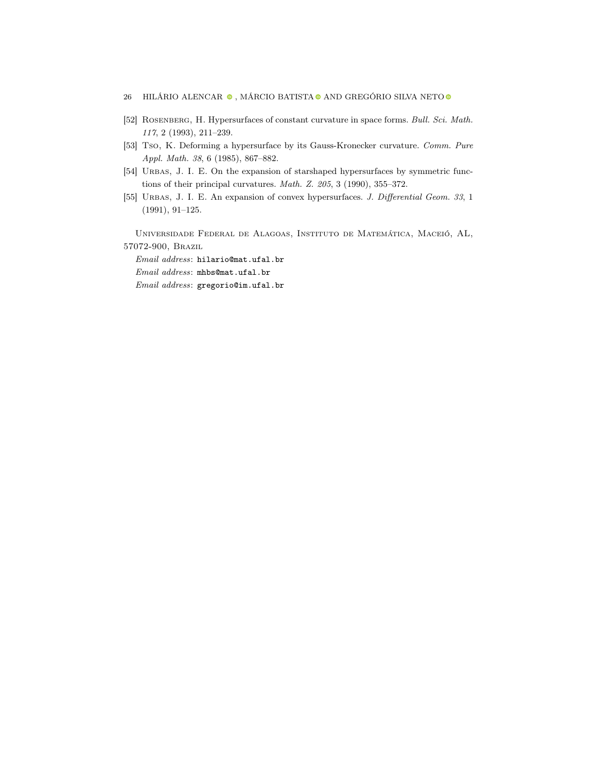[52] Rosenberg, H. Hypersurfaces of constant curvature in space forms. *Bull. Sci. Math. 117*, 2 (1993), 211–239.

[53] Tso, K. Deforming a hypersurface by its Gauss-Kronecker curvature. *Comm. Pure Appl. Math. 38*, 6 (1985), 867–882.

[54] Urbas, J. I. E. On the expansion of starshaped hypersurfaces by symmetric functions of their principal curvatures. *Math. Z. 205*, 3 (1990), 355–372.

[55] Urbas, J. I. E. An expansion of convex hypersurfaces. *J. Differential Geom. 33*, 1 (1991), 91–125.

Universidade Federal de Alagoas, Instituto de Matemática, Maceió, AL, 57072-900, Brazil

*Email address*: hilario@mat.ufal.br

*Email address*: mhbs@mat.ufal.br

*Email address*: gregorio@im.ufal.br